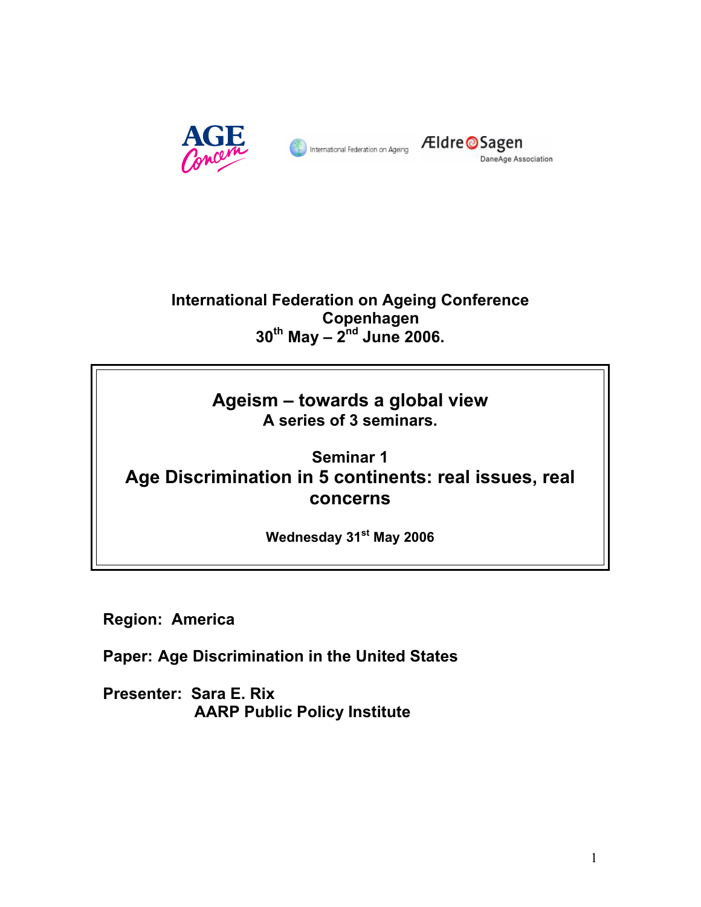Age Concern | International Federation on Ageing | Ældre Sagen DaneAge Association

**International Federation on Ageing Conference**
**Copenhagen**
**30th May – 2nd June 2006.**

# Ageism – towards a global view

**A series of 3 seminars.**

## Seminar 1

## Age Discrimination in 5 continents: real issues, real concerns

**Wednesday 31st May 2006**

**Region: America**

**Paper: Age Discrimination in the United States**

**Presenter: Sara E. Rix**
**AARP Public Policy Institute**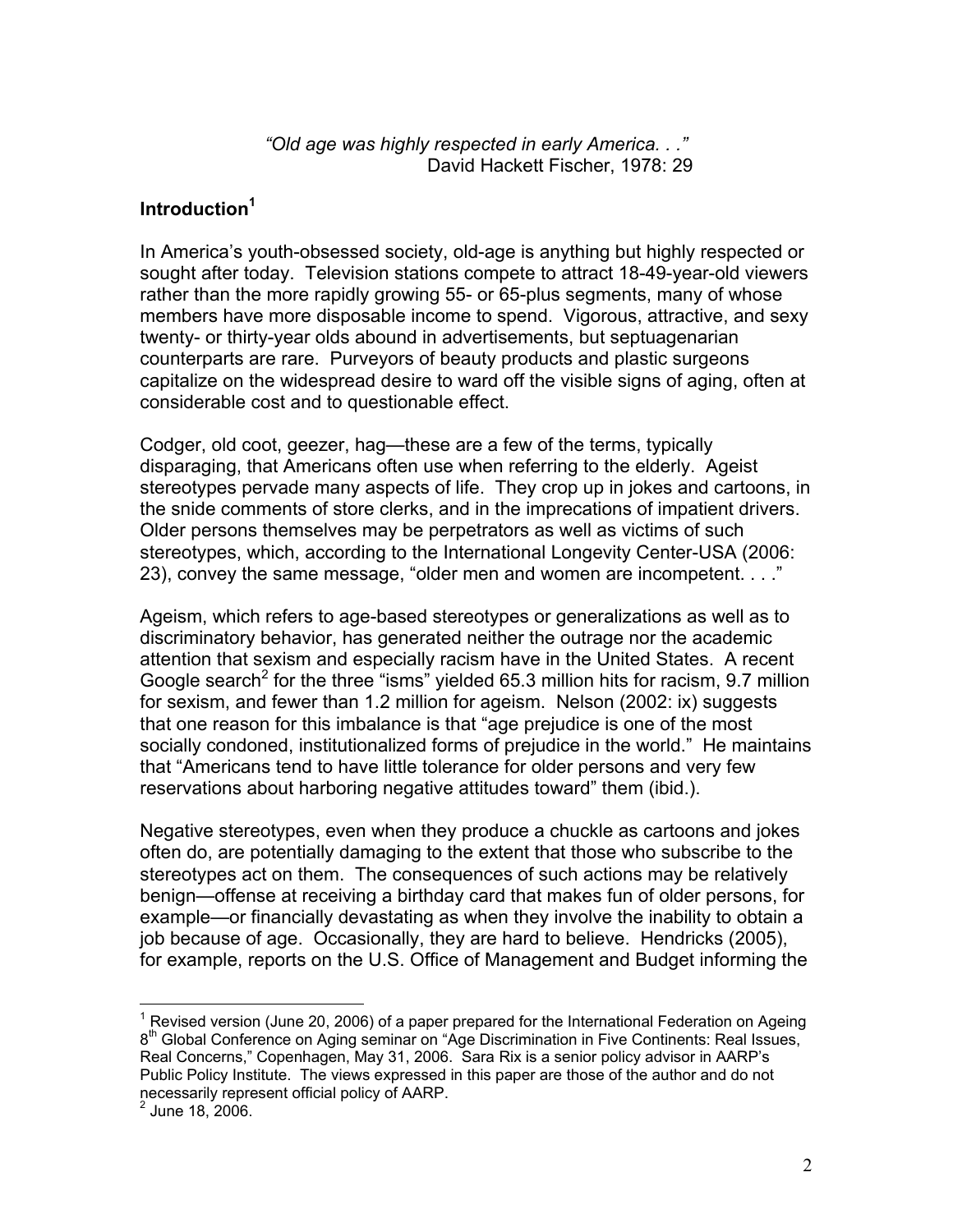*"Old age was highly respected in early America. . ."*
David Hackett Fischer, 1978: 29

## Introduction[1]

In America's youth-obsessed society, old-age is anything but highly respected or sought after today. Television stations compete to attract 18-49-year-old viewers rather than the more rapidly growing 55- or 65-plus segments, many of whose members have more disposable income to spend. Vigorous, attractive, and sexy twenty- or thirty-year olds abound in advertisements, but septuagenarian counterparts are rare. Purveyors of beauty products and plastic surgeons capitalize on the widespread desire to ward off the visible signs of aging, often at considerable cost and to questionable effect.

Codger, old coot, geezer, hag—these are a few of the terms, typically disparaging, that Americans often use when referring to the elderly. Ageist stereotypes pervade many aspects of life. They crop up in jokes and cartoons, in the snide comments of store clerks, and in the imprecations of impatient drivers. Older persons themselves may be perpetrators as well as victims of such stereotypes, which, according to the International Longevity Center-USA (2006: 23), convey the same message, "older men and women are incompetent. . . ."

Ageism, which refers to age-based stereotypes or generalizations as well as to discriminatory behavior, has generated neither the outrage nor the academic attention that sexism and especially racism have in the United States. A recent Google search[2] for the three "isms" yielded 65.3 million hits for racism, 9.7 million for sexism, and fewer than 1.2 million for ageism. Nelson (2002: ix) suggests that one reason for this imbalance is that "age prejudice is one of the most socially condoned, institutionalized forms of prejudice in the world." He maintains that "Americans tend to have little tolerance for older persons and very few reservations about harboring negative attitudes toward" them (ibid.).

Negative stereotypes, even when they produce a chuckle as cartoons and jokes often do, are potentially damaging to the extent that those who subscribe to the stereotypes act on them. The consequences of such actions may be relatively benign—offense at receiving a birthday card that makes fun of older persons, for example—or financially devastating as when they involve the inability to obtain a job because of age. Occasionally, they are hard to believe. Hendricks (2005), for example, reports on the U.S. Office of Management and Budget informing the

---

[1] Revised version (June 20, 2006) of a paper prepared for the International Federation on Ageing 8th Global Conference on Aging seminar on "Age Discrimination in Five Continents: Real Issues, Real Concerns," Copenhagen, May 31, 2006. Sara Rix is a senior policy advisor in AARP's Public Policy Institute. The views expressed in this paper are those of the author and do not necessarily represent official policy of AARP.

[2] June 18, 2006.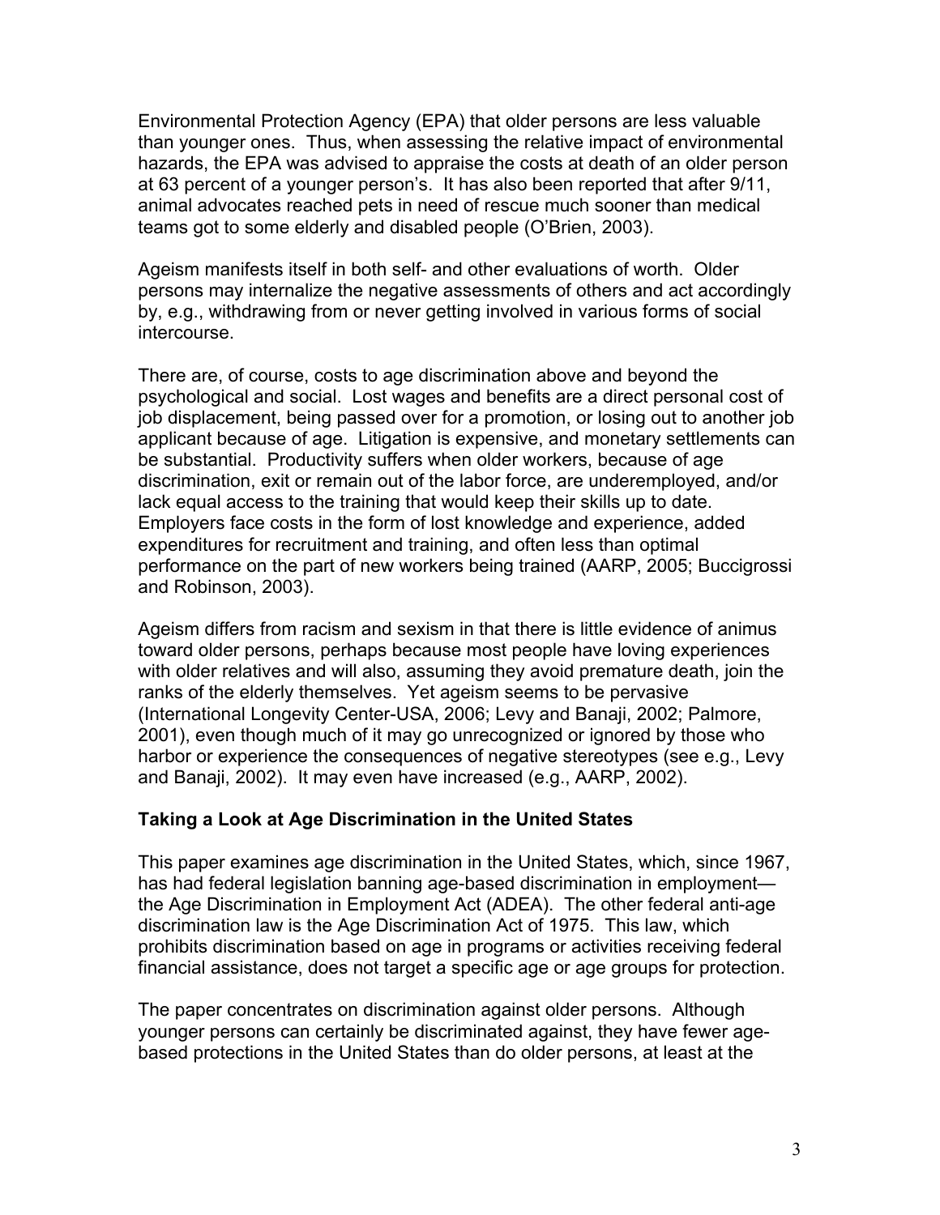Environmental Protection Agency (EPA) that older persons are less valuable than younger ones. Thus, when assessing the relative impact of environmental hazards, the EPA was advised to appraise the costs at death of an older person at 63 percent of a younger person's. It has also been reported that after 9/11, animal advocates reached pets in need of rescue much sooner than medical teams got to some elderly and disabled people (O'Brien, 2003).

Ageism manifests itself in both self- and other evaluations of worth. Older persons may internalize the negative assessments of others and act accordingly by, e.g., withdrawing from or never getting involved in various forms of social intercourse.

There are, of course, costs to age discrimination above and beyond the psychological and social. Lost wages and benefits are a direct personal cost of job displacement, being passed over for a promotion, or losing out to another job applicant because of age. Litigation is expensive, and monetary settlements can be substantial. Productivity suffers when older workers, because of age discrimination, exit or remain out of the labor force, are underemployed, and/or lack equal access to the training that would keep their skills up to date. Employers face costs in the form of lost knowledge and experience, added expenditures for recruitment and training, and often less than optimal performance on the part of new workers being trained (AARP, 2005; Buccigrossi and Robinson, 2003).

Ageism differs from racism and sexism in that there is little evidence of animus toward older persons, perhaps because most people have loving experiences with older relatives and will also, assuming they avoid premature death, join the ranks of the elderly themselves. Yet ageism seems to be pervasive (International Longevity Center-USA, 2006; Levy and Banaji, 2002; Palmore, 2001), even though much of it may go unrecognized or ignored by those who harbor or experience the consequences of negative stereotypes (see e.g., Levy and Banaji, 2002). It may even have increased (e.g., AARP, 2002).

## Taking a Look at Age Discrimination in the United States

This paper examines age discrimination in the United States, which, since 1967, has had federal legislation banning age-based discrimination in employment—the Age Discrimination in Employment Act (ADEA). The other federal anti-age discrimination law is the Age Discrimination Act of 1975. This law, which prohibits discrimination based on age in programs or activities receiving federal financial assistance, does not target a specific age or age groups for protection.

The paper concentrates on discrimination against older persons. Although younger persons can certainly be discriminated against, they have fewer age-based protections in the United States than do older persons, at least at the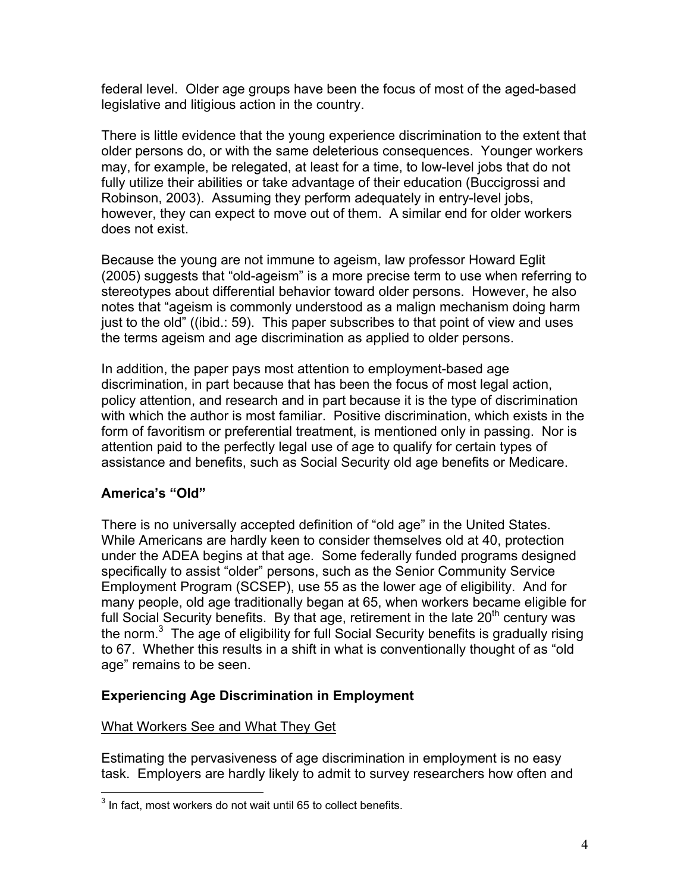federal level. Older age groups have been the focus of most of the aged-based legislative and litigious action in the country.

There is little evidence that the young experience discrimination to the extent that older persons do, or with the same deleterious consequences. Younger workers may, for example, be relegated, at least for a time, to low-level jobs that do not fully utilize their abilities or take advantage of their education (Buccigrossi and Robinson, 2003). Assuming they perform adequately in entry-level jobs, however, they can expect to move out of them. A similar end for older workers does not exist.

Because the young are not immune to ageism, law professor Howard Eglit (2005) suggests that "old-ageism" is a more precise term to use when referring to stereotypes about differential behavior toward older persons. However, he also notes that "ageism is commonly understood as a malign mechanism doing harm just to the old" ((ibid.: 59). This paper subscribes to that point of view and uses the terms ageism and age discrimination as applied to older persons.

In addition, the paper pays most attention to employment-based age discrimination, in part because that has been the focus of most legal action, policy attention, and research and in part because it is the type of discrimination with which the author is most familiar. Positive discrimination, which exists in the form of favoritism or preferential treatment, is mentioned only in passing. Nor is attention paid to the perfectly legal use of age to qualify for certain types of assistance and benefits, such as Social Security old age benefits or Medicare.

## America's "Old"

There is no universally accepted definition of "old age" in the United States. While Americans are hardly keen to consider themselves old at 40, protection under the ADEA begins at that age. Some federally funded programs designed specifically to assist "older" persons, such as the Senior Community Service Employment Program (SCSEP), use 55 as the lower age of eligibility. And for many people, old age traditionally began at 65, when workers became eligible for full Social Security benefits. By that age, retirement in the late 20th century was the norm.[3] The age of eligibility for full Social Security benefits is gradually rising to 67. Whether this results in a shift in what is conventionally thought of as "old age" remains to be seen.

## Experiencing Age Discrimination in Employment

### What Workers See and What They Get

Estimating the pervasiveness of age discrimination in employment is no easy task. Employers are hardly likely to admit to survey researchers how often and

---

[3] In fact, most workers do not wait until 65 to collect benefits.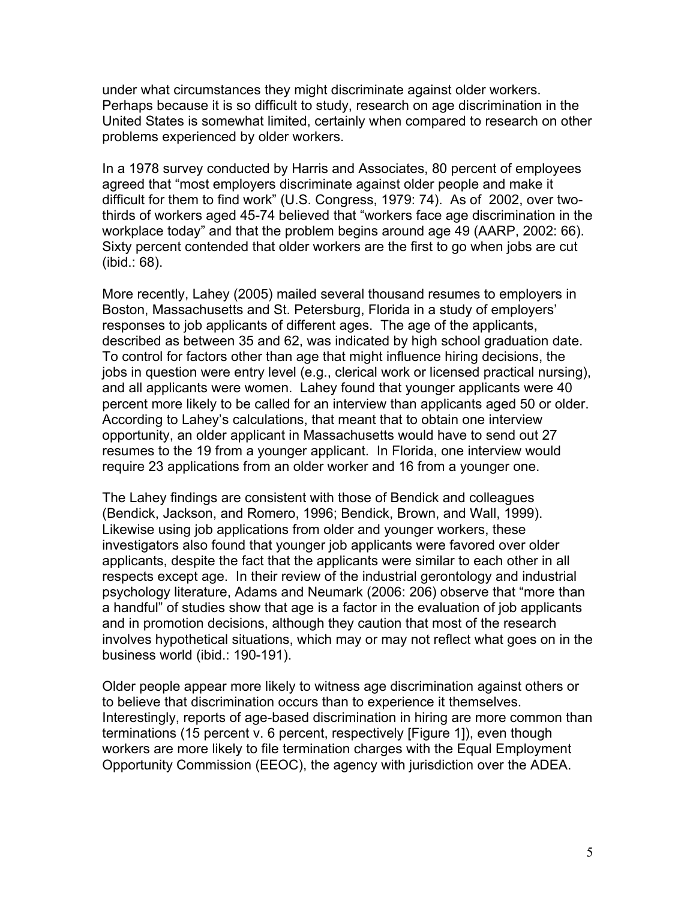under what circumstances they might discriminate against older workers. Perhaps because it is so difficult to study, research on age discrimination in the United States is somewhat limited, certainly when compared to research on other problems experienced by older workers.

In a 1978 survey conducted by Harris and Associates, 80 percent of employees agreed that "most employers discriminate against older people and make it difficult for them to find work" (U.S. Congress, 1979: 74). As of 2002, over two-thirds of workers aged 45-74 believed that "workers face age discrimination in the workplace today" and that the problem begins around age 49 (AARP, 2002: 66). Sixty percent contended that older workers are the first to go when jobs are cut (ibid.: 68).

More recently, Lahey (2005) mailed several thousand resumes to employers in Boston, Massachusetts and St. Petersburg, Florida in a study of employers' responses to job applicants of different ages. The age of the applicants, described as between 35 and 62, was indicated by high school graduation date. To control for factors other than age that might influence hiring decisions, the jobs in question were entry level (e.g., clerical work or licensed practical nursing), and all applicants were women. Lahey found that younger applicants were 40 percent more likely to be called for an interview than applicants aged 50 or older. According to Lahey's calculations, that meant that to obtain one interview opportunity, an older applicant in Massachusetts would have to send out 27 resumes to the 19 from a younger applicant. In Florida, one interview would require 23 applications from an older worker and 16 from a younger one.

The Lahey findings are consistent with those of Bendick and colleagues (Bendick, Jackson, and Romero, 1996; Bendick, Brown, and Wall, 1999). Likewise using job applications from older and younger workers, these investigators also found that younger job applicants were favored over older applicants, despite the fact that the applicants were similar to each other in all respects except age. In their review of the industrial gerontology and industrial psychology literature, Adams and Neumark (2006: 206) observe that "more than a handful" of studies show that age is a factor in the evaluation of job applicants and in promotion decisions, although they caution that most of the research involves hypothetical situations, which may or may not reflect what goes on in the business world (ibid.: 190-191).

Older people appear more likely to witness age discrimination against others or to believe that discrimination occurs than to experience it themselves. Interestingly, reports of age-based discrimination in hiring are more common than terminations (15 percent v. 6 percent, respectively [Figure 1]), even though workers are more likely to file termination charges with the Equal Employment Opportunity Commission (EEOC), the agency with jurisdiction over the ADEA.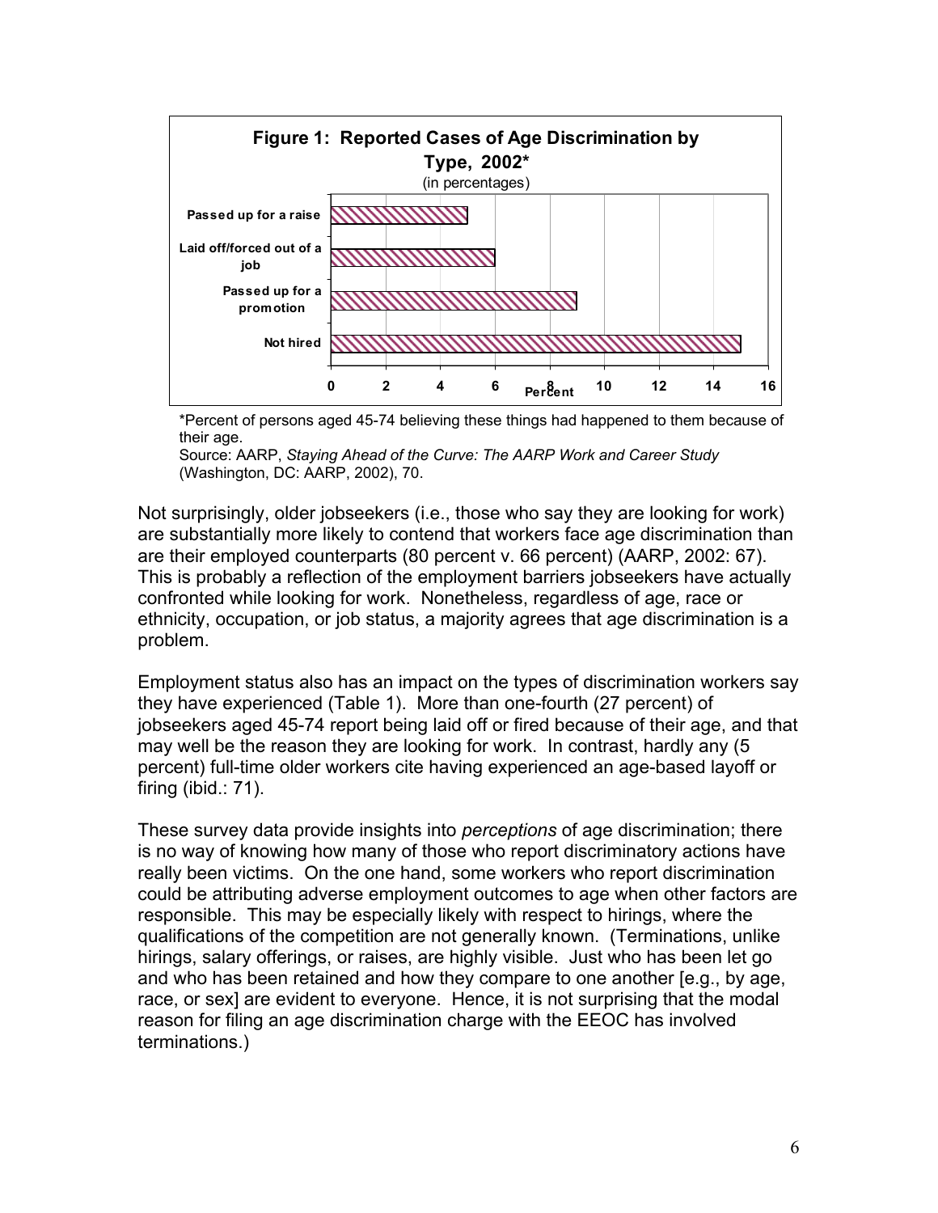**Figure 1: Reported Cases of Age Discrimination by Type, 2002***

(in percentages)

| Type | Percent |
|---|---|
| Passed up for a raise | 5 |
| Laid off/forced out of a job | 6 |
| Passed up for a promotion | 9 |
| Not hired | 15 |

*Percent of persons aged 45-74 believing these things had happened to them because of their age.
Source: AARP, *Staying Ahead of the Curve: The AARP Work and Career Study* (Washington, DC: AARP, 2002), 70.

Not surprisingly, older jobseekers (i.e., those who say they are looking for work) are substantially more likely to contend that workers face age discrimination than are their employed counterparts (80 percent v. 66 percent) (AARP, 2002: 67). This is probably a reflection of the employment barriers jobseekers have actually confronted while looking for work. Nonetheless, regardless of age, race or ethnicity, occupation, or job status, a majority agrees that age discrimination is a problem.

Employment status also has an impact on the types of discrimination workers say they have experienced (Table 1). More than one-fourth (27 percent) of jobseekers aged 45-74 report being laid off or fired because of their age, and that may well be the reason they are looking for work. In contrast, hardly any (5 percent) full-time older workers cite having experienced an age-based layoff or firing (ibid.: 71).

These survey data provide insights into *perceptions* of age discrimination; there is no way of knowing how many of those who report discriminatory actions have really been victims. On the one hand, some workers who report discrimination could be attributing adverse employment outcomes to age when other factors are responsible. This may be especially likely with respect to hirings, where the qualifications of the competition are not generally known. (Terminations, unlike hirings, salary offerings, or raises, are highly visible. Just who has been let go and who has been retained and how they compare to one another [e.g., by age, race, or sex] are evident to everyone. Hence, it is not surprising that the modal reason for filing an age discrimination charge with the EEOC has involved terminations.)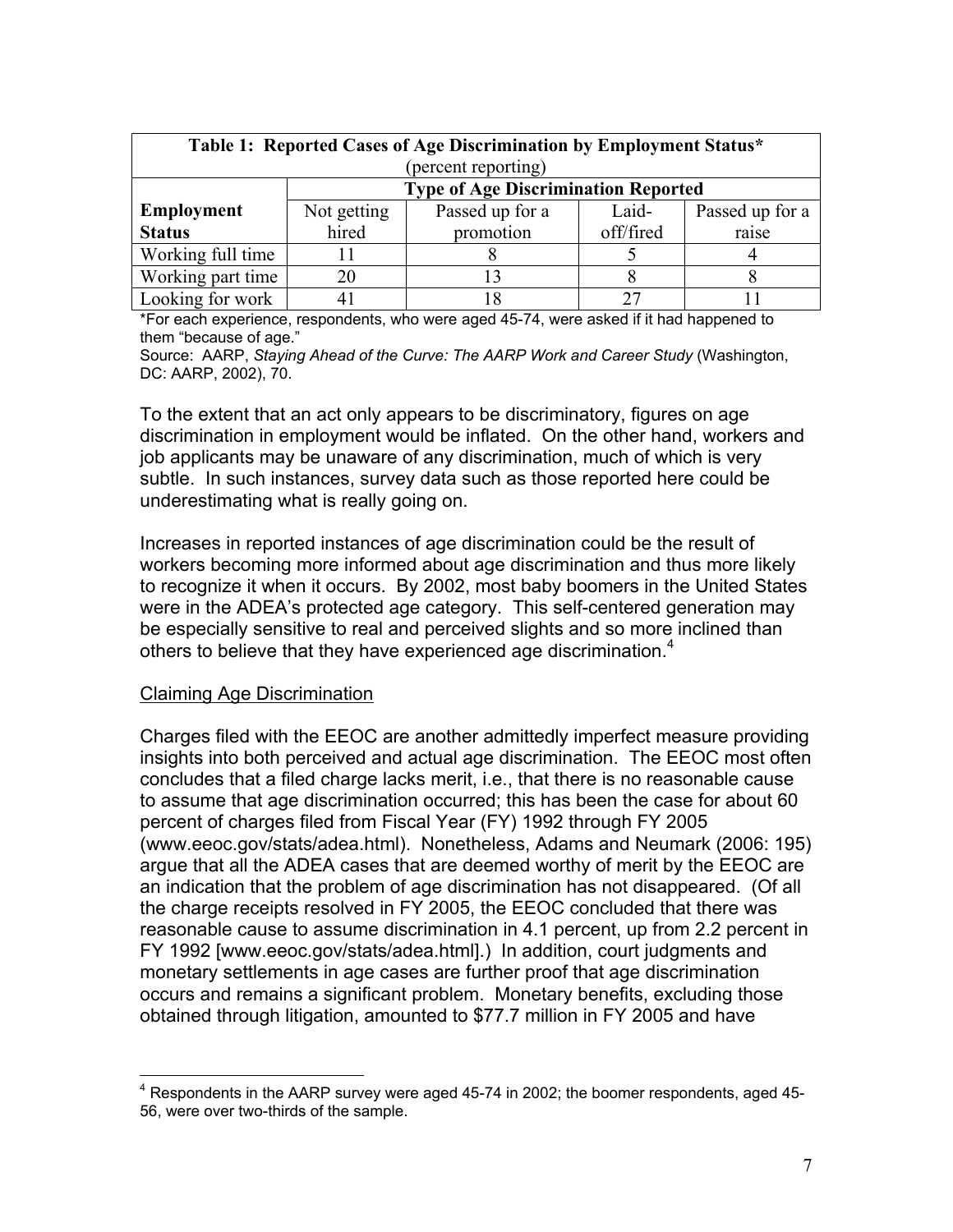| **Table 1: Reported Cases of Age Discrimination by Employment Status*** (percent reporting) | | | | |
|---|---|---|---|---|
| | **Type of Age Discrimination Reported** | | | |
| **Employment Status** | Not getting hired | Passed up for a promotion | Laid-off/fired | Passed up for a raise |
| Working full time | 11 | 8 | 5 | 4 |
| Working part time | 20 | 13 | 8 | 8 |
| Looking for work | 41 | 18 | 27 | 11 |

*For each experience, respondents, who were aged 45-74, were asked if it had happened to them "because of age."

Source: AARP, *Staying Ahead of the Curve: The AARP Work and Career Study* (Washington, DC: AARP, 2002), 70.

To the extent that an act only appears to be discriminatory, figures on age discrimination in employment would be inflated. On the other hand, workers and job applicants may be unaware of any discrimination, much of which is very subtle. In such instances, survey data such as those reported here could be underestimating what is really going on.

Increases in reported instances of age discrimination could be the result of workers becoming more informed about age discrimination and thus more likely to recognize it when it occurs. By 2002, most baby boomers in the United States were in the ADEA's protected age category. This self-centered generation may be especially sensitive to real and perceived slights and so more inclined than others to believe that they have experienced age discrimination.[4]

<u>Claiming Age Discrimination</u>

Charges filed with the EEOC are another admittedly imperfect measure providing insights into both perceived and actual age discrimination. The EEOC most often concludes that a filed charge lacks merit, i.e., that there is no reasonable cause to assume that age discrimination occurred; this has been the case for about 60 percent of charges filed from Fiscal Year (FY) 1992 through FY 2005 (www.eeoc.gov/stats/adea.html). Nonetheless, Adams and Neumark (2006: 195) argue that all the ADEA cases that are deemed worthy of merit by the EEOC are an indication that the problem of age discrimination has not disappeared. (Of all the charge receipts resolved in FY 2005, the EEOC concluded that there was reasonable cause to assume discrimination in 4.1 percent, up from 2.2 percent in FY 1992 [www.eeoc.gov/stats/adea.html].) In addition, court judgments and monetary settlements in age cases are further proof that age discrimination occurs and remains a significant problem. Monetary benefits, excluding those obtained through litigation, amounted to $77.7 million in FY 2005 and have

[4] Respondents in the AARP survey were aged 45-74 in 2002; the boomer respondents, aged 45-56, were over two-thirds of the sample.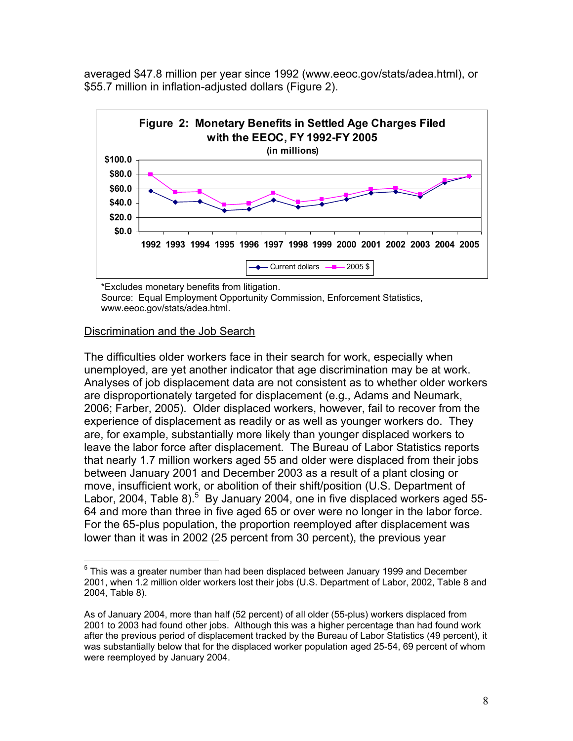averaged $47.8 million per year since 1992 (www.eeoc.gov/stats/adea.html), or $55.7 million in inflation-adjusted dollars (Figure 2).

**Figure 2: Monetary Benefits in Settled Age Charges Filed with the EEOC, FY 1992-FY 2005**
**(in millions)**

*Excludes monetary benefits from litigation.
Source: Equal Employment Opportunity Commission, Enforcement Statistics, www.eeoc.gov/stats/adea.html.

## Discrimination and the Job Search

The difficulties older workers face in their search for work, especially when unemployed, are yet another indicator that age discrimination may be at work. Analyses of job displacement data are not consistent as to whether older workers are disproportionately targeted for displacement (e.g., Adams and Neumark, 2006; Farber, 2005). Older displaced workers, however, fail to recover from the experience of displacement as readily or as well as younger workers do. They are, for example, substantially more likely than younger displaced workers to leave the labor force after displacement. The Bureau of Labor Statistics reports that nearly 1.7 million workers aged 55 and older were displaced from their jobs between January 2001 and December 2003 as a result of a plant closing or move, insufficient work, or abolition of their shift/position (U.S. Department of Labor, 2004, Table 8).[5] By January 2004, one in five displaced workers aged 55-64 and more than three in five aged 65 or over were no longer in the labor force. For the 65-plus population, the proportion reemployed after displacement was lower than it was in 2002 (25 percent from 30 percent), the previous year

---

[5] This was a greater number than had been displaced between January 1999 and December 2001, when 1.2 million older workers lost their jobs (U.S. Department of Labor, 2002, Table 8 and 2004, Table 8).

As of January 2004, more than half (52 percent) of all older (55-plus) workers displaced from 2001 to 2003 had found other jobs. Although this was a higher percentage than had found work after the previous period of displacement tracked by the Bureau of Labor Statistics (49 percent), it was substantially below that for the displaced worker population aged 25-54, 69 percent of whom were reemployed by January 2004.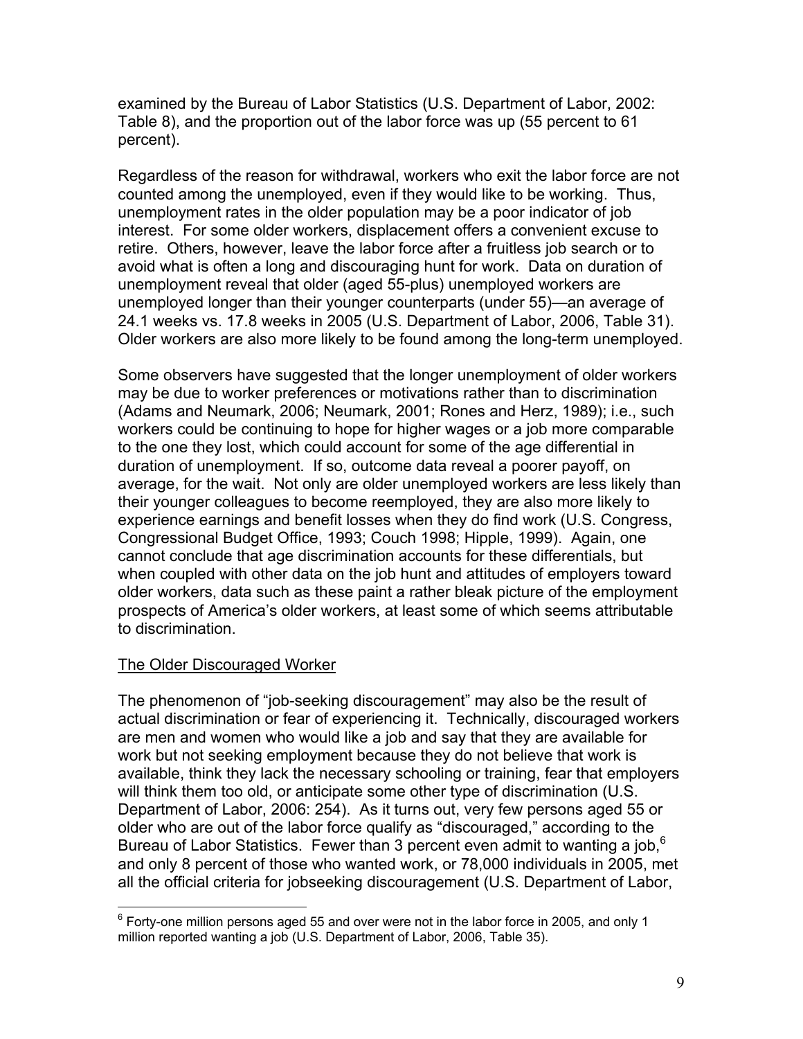examined by the Bureau of Labor Statistics (U.S. Department of Labor, 2002: Table 8), and the proportion out of the labor force was up (55 percent to 61 percent).

Regardless of the reason for withdrawal, workers who exit the labor force are not counted among the unemployed, even if they would like to be working. Thus, unemployment rates in the older population may be a poor indicator of job interest. For some older workers, displacement offers a convenient excuse to retire. Others, however, leave the labor force after a fruitless job search or to avoid what is often a long and discouraging hunt for work. Data on duration of unemployment reveal that older (aged 55-plus) unemployed workers are unemployed longer than their younger counterparts (under 55)—an average of 24.1 weeks vs. 17.8 weeks in 2005 (U.S. Department of Labor, 2006, Table 31). Older workers are also more likely to be found among the long-term unemployed.

Some observers have suggested that the longer unemployment of older workers may be due to worker preferences or motivations rather than to discrimination (Adams and Neumark, 2006; Neumark, 2001; Rones and Herz, 1989); i.e., such workers could be continuing to hope for higher wages or a job more comparable to the one they lost, which could account for some of the age differential in duration of unemployment. If so, outcome data reveal a poorer payoff, on average, for the wait. Not only are older unemployed workers are less likely than their younger colleagues to become reemployed, they are also more likely to experience earnings and benefit losses when they do find work (U.S. Congress, Congressional Budget Office, 1993; Couch 1998; Hipple, 1999). Again, one cannot conclude that age discrimination accounts for these differentials, but when coupled with other data on the job hunt and attitudes of employers toward older workers, data such as these paint a rather bleak picture of the employment prospects of America's older workers, at least some of which seems attributable to discrimination.

## The Older Discouraged Worker

The phenomenon of "job-seeking discouragement" may also be the result of actual discrimination or fear of experiencing it. Technically, discouraged workers are men and women who would like a job and say that they are available for work but not seeking employment because they do not believe that work is available, think they lack the necessary schooling or training, fear that employers will think them too old, or anticipate some other type of discrimination (U.S. Department of Labor, 2006: 254). As it turns out, very few persons aged 55 or older who are out of the labor force qualify as "discouraged," according to the Bureau of Labor Statistics. Fewer than 3 percent even admit to wanting a job,[6] and only 8 percent of those who wanted work, or 78,000 individuals in 2005, met all the official criteria for jobseeking discouragement (U.S. Department of Labor,

[6] Forty-one million persons aged 55 and over were not in the labor force in 2005, and only 1 million reported wanting a job (U.S. Department of Labor, 2006, Table 35).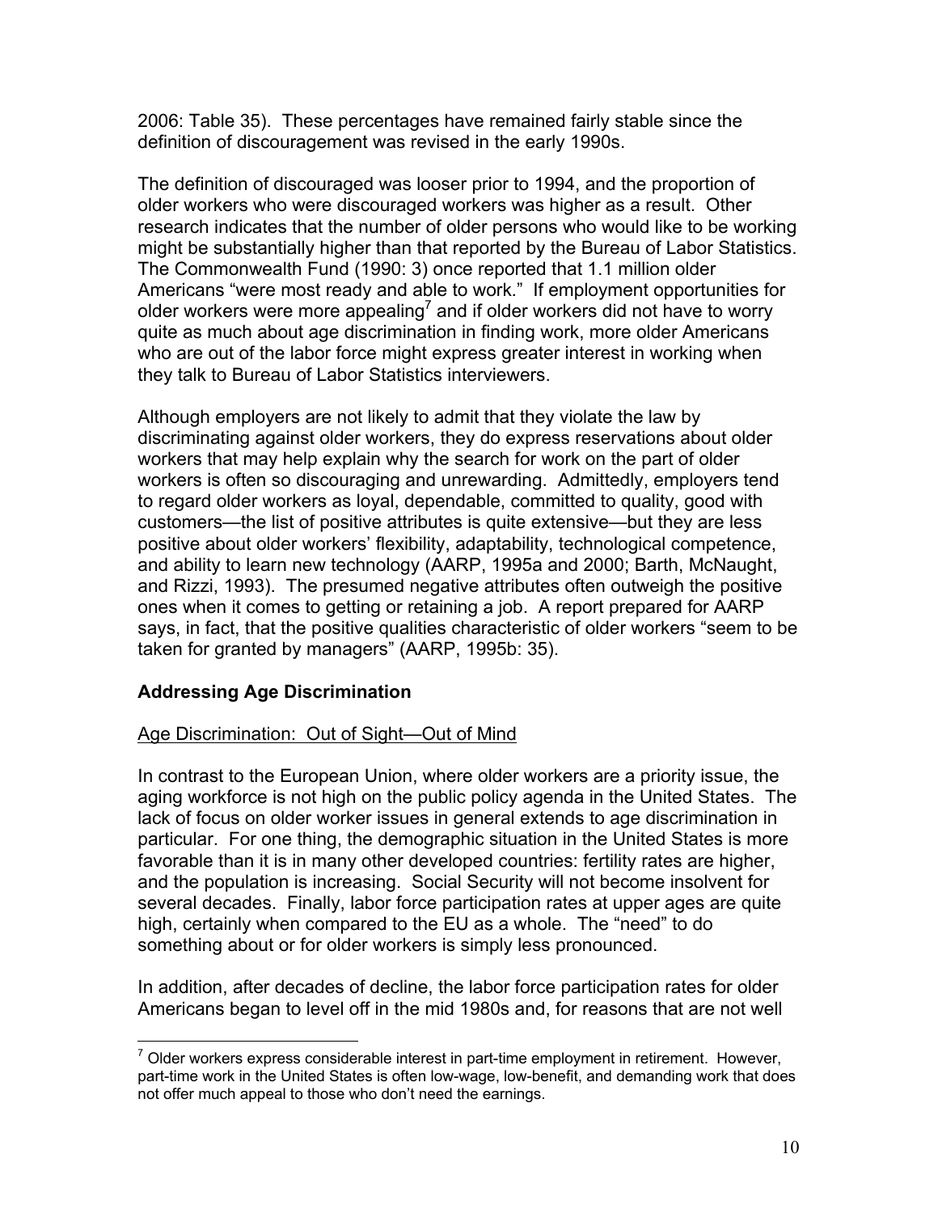2006: Table 35). These percentages have remained fairly stable since the definition of discouragement was revised in the early 1990s.

The definition of discouraged was looser prior to 1994, and the proportion of older workers who were discouraged workers was higher as a result. Other research indicates that the number of older persons who would like to be working might be substantially higher than that reported by the Bureau of Labor Statistics. The Commonwealth Fund (1990: 3) once reported that 1.1 million older Americans "were most ready and able to work." If employment opportunities for older workers were more appealing[7] and if older workers did not have to worry quite as much about age discrimination in finding work, more older Americans who are out of the labor force might express greater interest in working when they talk to Bureau of Labor Statistics interviewers.

Although employers are not likely to admit that they violate the law by discriminating against older workers, they do express reservations about older workers that may help explain why the search for work on the part of older workers is often so discouraging and unrewarding. Admittedly, employers tend to regard older workers as loyal, dependable, committed to quality, good with customers—the list of positive attributes is quite extensive—but they are less positive about older workers' flexibility, adaptability, technological competence, and ability to learn new technology (AARP, 1995a and 2000; Barth, McNaught, and Rizzi, 1993). The presumed negative attributes often outweigh the positive ones when it comes to getting or retaining a job. A report prepared for AARP says, in fact, that the positive qualities characteristic of older workers "seem to be taken for granted by managers" (AARP, 1995b: 35).

## Addressing Age Discrimination

### Age Discrimination: Out of Sight—Out of Mind

In contrast to the European Union, where older workers are a priority issue, the aging workforce is not high on the public policy agenda in the United States. The lack of focus on older worker issues in general extends to age discrimination in particular. For one thing, the demographic situation in the United States is more favorable than it is in many other developed countries: fertility rates are higher, and the population is increasing. Social Security will not become insolvent for several decades. Finally, labor force participation rates at upper ages are quite high, certainly when compared to the EU as a whole. The "need" to do something about or for older workers is simply less pronounced.

In addition, after decades of decline, the labor force participation rates for older Americans began to level off in the mid 1980s and, for reasons that are not well

[7] Older workers express considerable interest in part-time employment in retirement. However, part-time work in the United States is often low-wage, low-benefit, and demanding work that does not offer much appeal to those who don't need the earnings.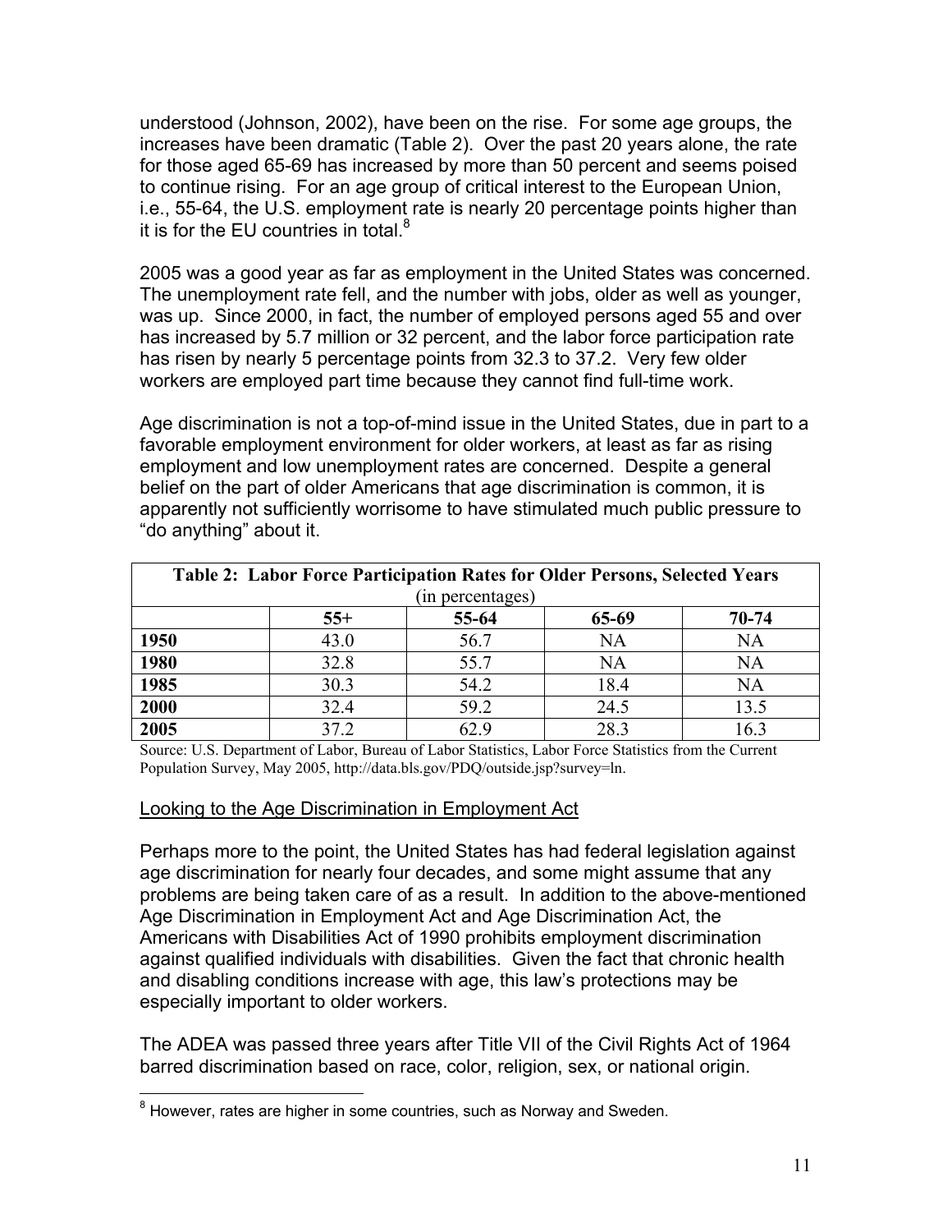understood (Johnson, 2002), have been on the rise. For some age groups, the increases have been dramatic (Table 2). Over the past 20 years alone, the rate for those aged 65-69 has increased by more than 50 percent and seems poised to continue rising. For an age group of critical interest to the European Union, i.e., 55-64, the U.S. employment rate is nearly 20 percentage points higher than it is for the EU countries in total.[8]

2005 was a good year as far as employment in the United States was concerned. The unemployment rate fell, and the number with jobs, older as well as younger, was up. Since 2000, in fact, the number of employed persons aged 55 and over has increased by 5.7 million or 32 percent, and the labor force participation rate has risen by nearly 5 percentage points from 32.3 to 37.2. Very few older workers are employed part time because they cannot find full-time work.

Age discrimination is not a top-of-mind issue in the United States, due in part to a favorable employment environment for older workers, at least as far as rising employment and low unemployment rates are concerned. Despite a general belief on the part of older Americans that age discrimination is common, it is apparently not sufficiently worrisome to have stimulated much public pressure to "do anything" about it.

**Table 2: Labor Force Participation Rates for Older Persons, Selected Years** (in percentages)

| | 55+ | 55-64 | 65-69 | 70-74 |
|---|---|---|---|---|
| **1950** | 43.0 | 56.7 | NA | NA |
| **1980** | 32.8 | 55.7 | NA | NA |
| **1985** | 30.3 | 54.2 | 18.4 | NA |
| **2000** | 32.4 | 59.2 | 24.5 | 13.5 |
| **2005** | 37.2 | 62.9 | 28.3 | 16.3 |

Source: U.S. Department of Labor, Bureau of Labor Statistics, Labor Force Statistics from the Current Population Survey, May 2005, http://data.bls.gov/PDQ/outside.jsp?survey=ln.

Looking to the Age Discrimination in Employment Act

Perhaps more to the point, the United States has had federal legislation against age discrimination for nearly four decades, and some might assume that any problems are being taken care of as a result. In addition to the above-mentioned Age Discrimination in Employment Act and Age Discrimination Act, the Americans with Disabilities Act of 1990 prohibits employment discrimination against qualified individuals with disabilities. Given the fact that chronic health and disabling conditions increase with age, this law's protections may be especially important to older workers.

The ADEA was passed three years after Title VII of the Civil Rights Act of 1964 barred discrimination based on race, color, religion, sex, or national origin.

[8] However, rates are higher in some countries, such as Norway and Sweden.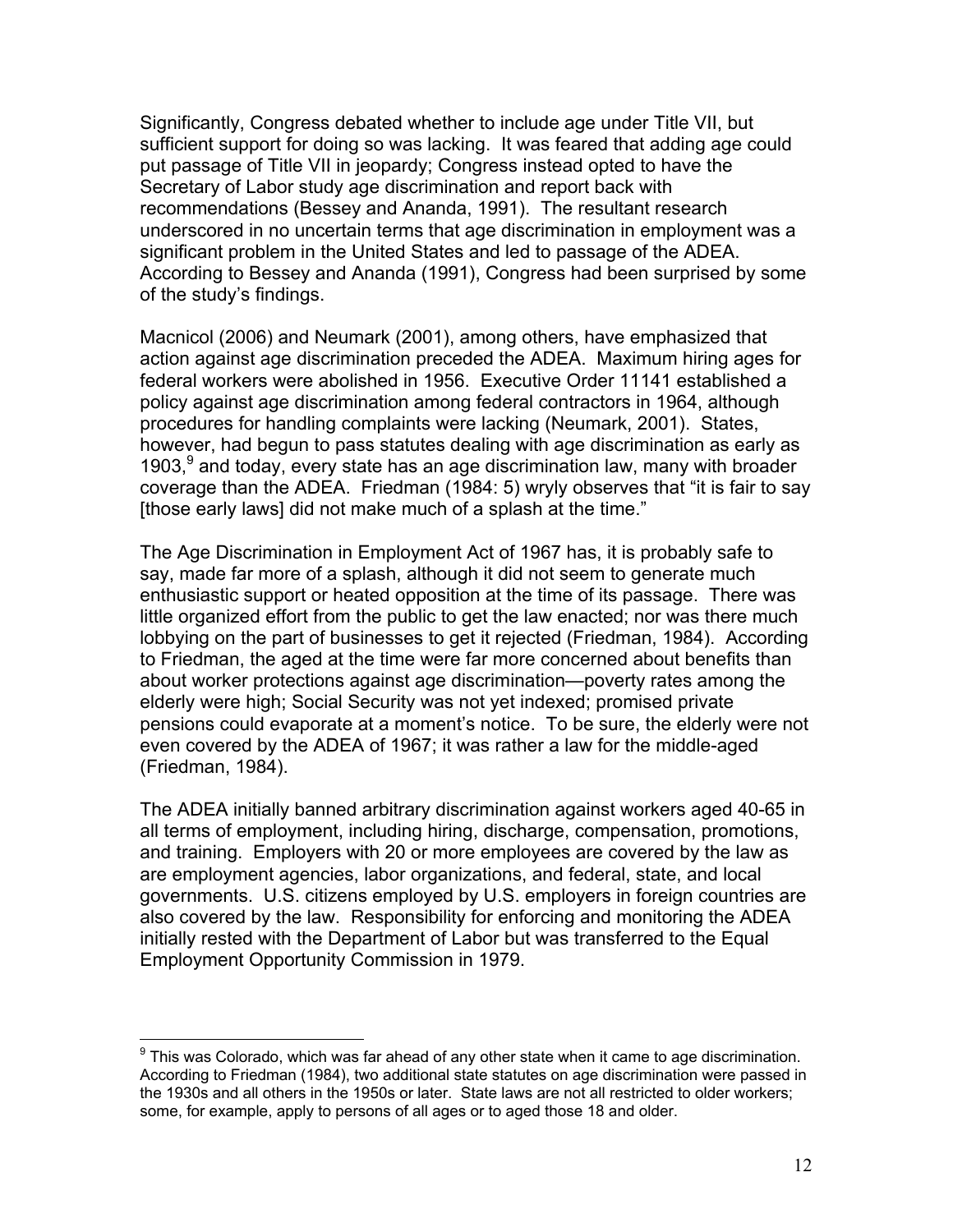Significantly, Congress debated whether to include age under Title VII, but sufficient support for doing so was lacking. It was feared that adding age could put passage of Title VII in jeopardy; Congress instead opted to have the Secretary of Labor study age discrimination and report back with recommendations (Bessey and Ananda, 1991). The resultant research underscored in no uncertain terms that age discrimination in employment was a significant problem in the United States and led to passage of the ADEA. According to Bessey and Ananda (1991), Congress had been surprised by some of the study's findings.

Macnicol (2006) and Neumark (2001), among others, have emphasized that action against age discrimination preceded the ADEA. Maximum hiring ages for federal workers were abolished in 1956. Executive Order 11141 established a policy against age discrimination among federal contractors in 1964, although procedures for handling complaints were lacking (Neumark, 2001). States, however, had begun to pass statutes dealing with age discrimination as early as 1903,[9] and today, every state has an age discrimination law, many with broader coverage than the ADEA. Friedman (1984: 5) wryly observes that "it is fair to say [those early laws] did not make much of a splash at the time."

The Age Discrimination in Employment Act of 1967 has, it is probably safe to say, made far more of a splash, although it did not seem to generate much enthusiastic support or heated opposition at the time of its passage. There was little organized effort from the public to get the law enacted; nor was there much lobbying on the part of businesses to get it rejected (Friedman, 1984). According to Friedman, the aged at the time were far more concerned about benefits than about worker protections against age discrimination—poverty rates among the elderly were high; Social Security was not yet indexed; promised private pensions could evaporate at a moment's notice. To be sure, the elderly were not even covered by the ADEA of 1967; it was rather a law for the middle-aged (Friedman, 1984).

The ADEA initially banned arbitrary discrimination against workers aged 40-65 in all terms of employment, including hiring, discharge, compensation, promotions, and training. Employers with 20 or more employees are covered by the law as are employment agencies, labor organizations, and federal, state, and local governments. U.S. citizens employed by U.S. employers in foreign countries are also covered by the law. Responsibility for enforcing and monitoring the ADEA initially rested with the Department of Labor but was transferred to the Equal Employment Opportunity Commission in 1979.

---

[9] This was Colorado, which was far ahead of any other state when it came to age discrimination. According to Friedman (1984), two additional state statutes on age discrimination were passed in the 1930s and all others in the 1950s or later. State laws are not all restricted to older workers; some, for example, apply to persons of all ages or to aged those 18 and older.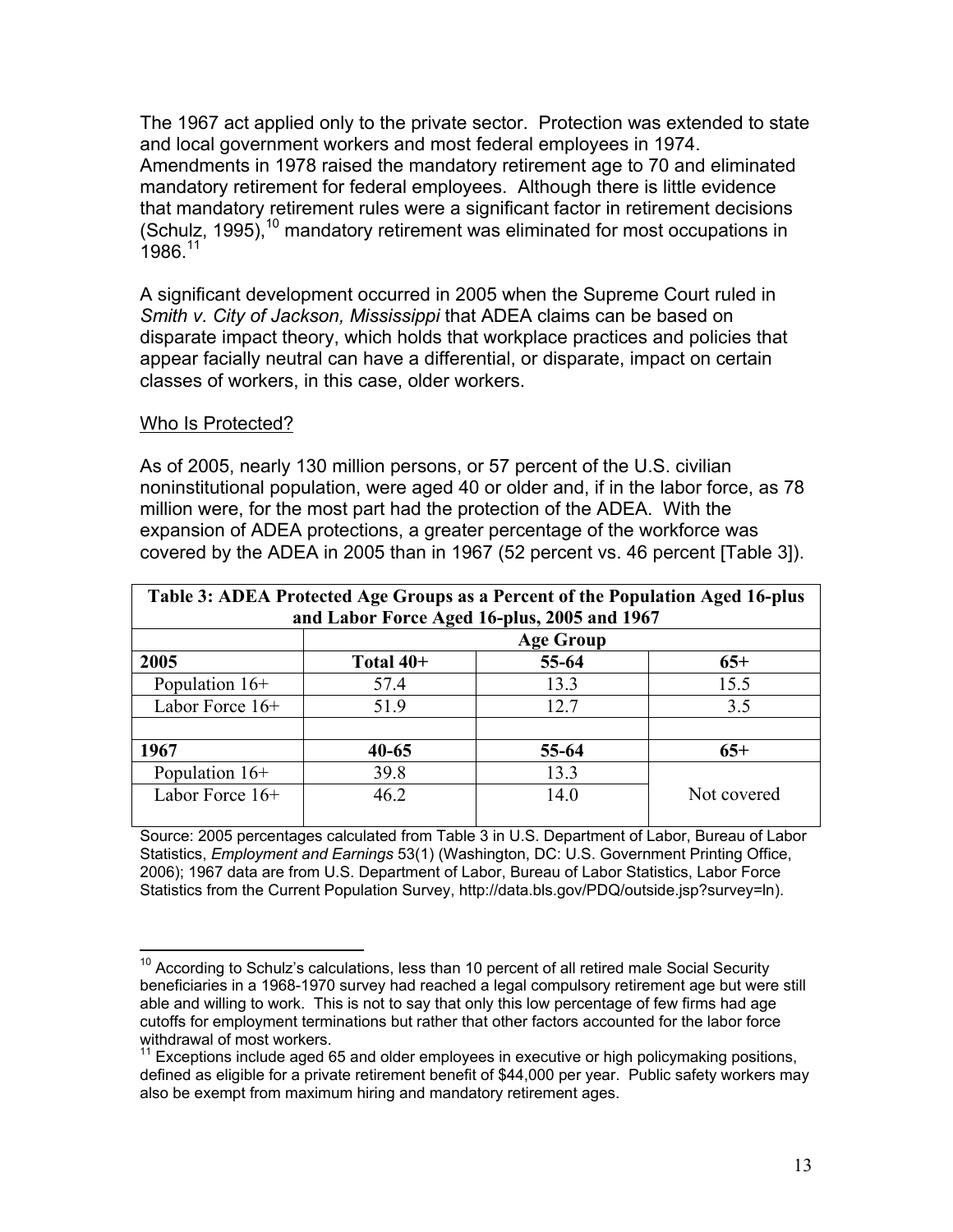The 1967 act applied only to the private sector. Protection was extended to state and local government workers and most federal employees in 1974. Amendments in 1978 raised the mandatory retirement age to 70 and eliminated mandatory retirement for federal employees. Although there is little evidence that mandatory retirement rules were a significant factor in retirement decisions (Schulz, 1995),[10] mandatory retirement was eliminated for most occupations in 1986.[11]

A significant development occurred in 2005 when the Supreme Court ruled in *Smith v. City of Jackson, Mississippi* that ADEA claims can be based on disparate impact theory, which holds that workplace practices and policies that appear facially neutral can have a differential, or disparate, impact on certain classes of workers, in this case, older workers.

Who Is Protected?

As of 2005, nearly 130 million persons, or 57 percent of the U.S. civilian noninstitutional population, were aged 40 or older and, if in the labor force, as 78 million were, for the most part had the protection of the ADEA. With the expansion of ADEA protections, a greater percentage of the workforce was covered by the ADEA in 2005 than in 1967 (52 percent vs. 46 percent [Table 3]).

**Table 3: ADEA Protected Age Groups as a Percent of the Population Aged 16-plus and Labor Force Aged 16-plus, 2005 and 1967**

| | Age Group | | |
|---|---|---|---|
| **2005** | **Total 40+** | **55-64** | **65+** |
| Population 16+ | 57.4 | 13.3 | 15.5 |
| Labor Force 16+ | 51.9 | 12.7 | 3.5 |
| | | | |
| **1967** | **40-65** | **55-64** | **65+** |
| Population 16+ | 39.8 | 13.3 | Not covered |
| Labor Force 16+ | 46.2 | 14.0 | |

Source: 2005 percentages calculated from Table 3 in U.S. Department of Labor, Bureau of Labor Statistics, *Employment and Earnings* 53(1) (Washington, DC: U.S. Government Printing Office, 2006); 1967 data are from U.S. Department of Labor, Bureau of Labor Statistics, Labor Force Statistics from the Current Population Survey, http://data.bls.gov/PDQ/outside.jsp?survey=ln).

[10] According to Schulz's calculations, less than 10 percent of all retired male Social Security beneficiaries in a 1968-1970 survey had reached a legal compulsory retirement age but were still able and willing to work. This is not to say that only this low percentage of few firms had age cutoffs for employment terminations but rather that other factors accounted for the labor force withdrawal of most workers.

[11] Exceptions include aged 65 and older employees in executive or high policymaking positions, defined as eligible for a private retirement benefit of $44,000 per year. Public safety workers may also be exempt from maximum hiring and mandatory retirement ages.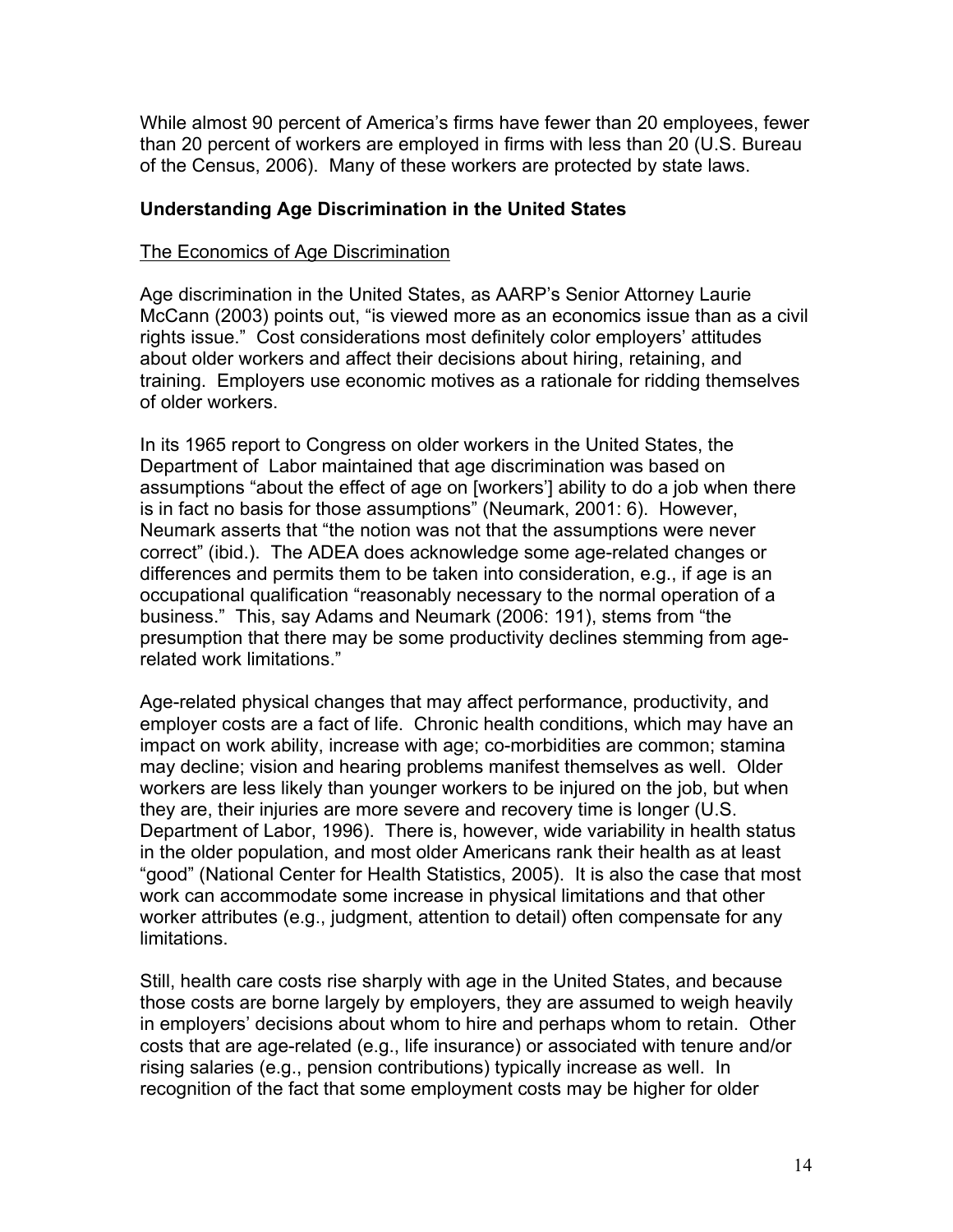While almost 90 percent of America's firms have fewer than 20 employees, fewer than 20 percent of workers are employed in firms with less than 20 (U.S. Bureau of the Census, 2006). Many of these workers are protected by state laws.

## Understanding Age Discrimination in the United States

### The Economics of Age Discrimination

Age discrimination in the United States, as AARP's Senior Attorney Laurie McCann (2003) points out, "is viewed more as an economics issue than as a civil rights issue." Cost considerations most definitely color employers' attitudes about older workers and affect their decisions about hiring, retaining, and training. Employers use economic motives as a rationale for ridding themselves of older workers.

In its 1965 report to Congress on older workers in the United States, the Department of Labor maintained that age discrimination was based on assumptions "about the effect of age on [workers'] ability to do a job when there is in fact no basis for those assumptions" (Neumark, 2001: 6). However, Neumark asserts that "the notion was not that the assumptions were never correct" (ibid.). The ADEA does acknowledge some age-related changes or differences and permits them to be taken into consideration, e.g., if age is an occupational qualification "reasonably necessary to the normal operation of a business." This, say Adams and Neumark (2006: 191), stems from "the presumption that there may be some productivity declines stemming from age-related work limitations."

Age-related physical changes that may affect performance, productivity, and employer costs are a fact of life. Chronic health conditions, which may have an impact on work ability, increase with age; co-morbidities are common; stamina may decline; vision and hearing problems manifest themselves as well. Older workers are less likely than younger workers to be injured on the job, but when they are, their injuries are more severe and recovery time is longer (U.S. Department of Labor, 1996). There is, however, wide variability in health status in the older population, and most older Americans rank their health as at least "good" (National Center for Health Statistics, 2005). It is also the case that most work can accommodate some increase in physical limitations and that other worker attributes (e.g., judgment, attention to detail) often compensate for any limitations.

Still, health care costs rise sharply with age in the United States, and because those costs are borne largely by employers, they are assumed to weigh heavily in employers' decisions about whom to hire and perhaps whom to retain. Other costs that are age-related (e.g., life insurance) or associated with tenure and/or rising salaries (e.g., pension contributions) typically increase as well. In recognition of the fact that some employment costs may be higher for older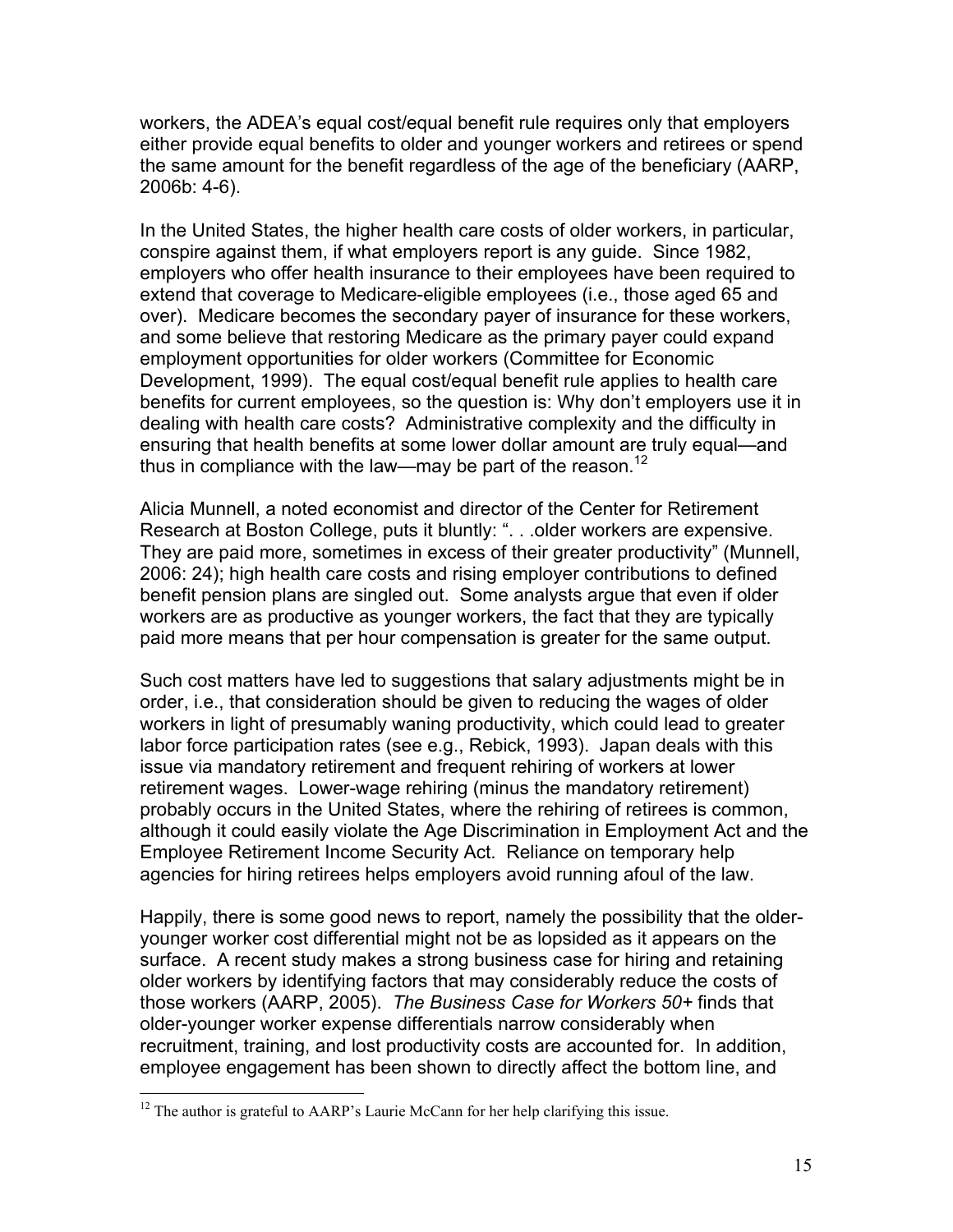workers, the ADEA's equal cost/equal benefit rule requires only that employers either provide equal benefits to older and younger workers and retirees or spend the same amount for the benefit regardless of the age of the beneficiary (AARP, 2006b: 4-6).

In the United States, the higher health care costs of older workers, in particular, conspire against them, if what employers report is any guide. Since 1982, employers who offer health insurance to their employees have been required to extend that coverage to Medicare-eligible employees (i.e., those aged 65 and over). Medicare becomes the secondary payer of insurance for these workers, and some believe that restoring Medicare as the primary payer could expand employment opportunities for older workers (Committee for Economic Development, 1999). The equal cost/equal benefit rule applies to health care benefits for current employees, so the question is: Why don't employers use it in dealing with health care costs? Administrative complexity and the difficulty in ensuring that health benefits at some lower dollar amount are truly equal—and thus in compliance with the law—may be part of the reason.[12]

Alicia Munnell, a noted economist and director of the Center for Retirement Research at Boston College, puts it bluntly: ". . .older workers are expensive. They are paid more, sometimes in excess of their greater productivity" (Munnell, 2006: 24); high health care costs and rising employer contributions to defined benefit pension plans are singled out. Some analysts argue that even if older workers are as productive as younger workers, the fact that they are typically paid more means that per hour compensation is greater for the same output.

Such cost matters have led to suggestions that salary adjustments might be in order, i.e., that consideration should be given to reducing the wages of older workers in light of presumably waning productivity, which could lead to greater labor force participation rates (see e.g., Rebick, 1993). Japan deals with this issue via mandatory retirement and frequent rehiring of workers at lower retirement wages. Lower-wage rehiring (minus the mandatory retirement) probably occurs in the United States, where the rehiring of retirees is common, although it could easily violate the Age Discrimination in Employment Act and the Employee Retirement Income Security Act. Reliance on temporary help agencies for hiring retirees helps employers avoid running afoul of the law.

Happily, there is some good news to report, namely the possibility that the older-younger worker cost differential might not be as lopsided as it appears on the surface. A recent study makes a strong business case for hiring and retaining older workers by identifying factors that may considerably reduce the costs of those workers (AARP, 2005). *The Business Case for Workers 50+* finds that older-younger worker expense differentials narrow considerably when recruitment, training, and lost productivity costs are accounted for. In addition, employee engagement has been shown to directly affect the bottom line, and

[12] The author is grateful to AARP's Laurie McCann for her help clarifying this issue.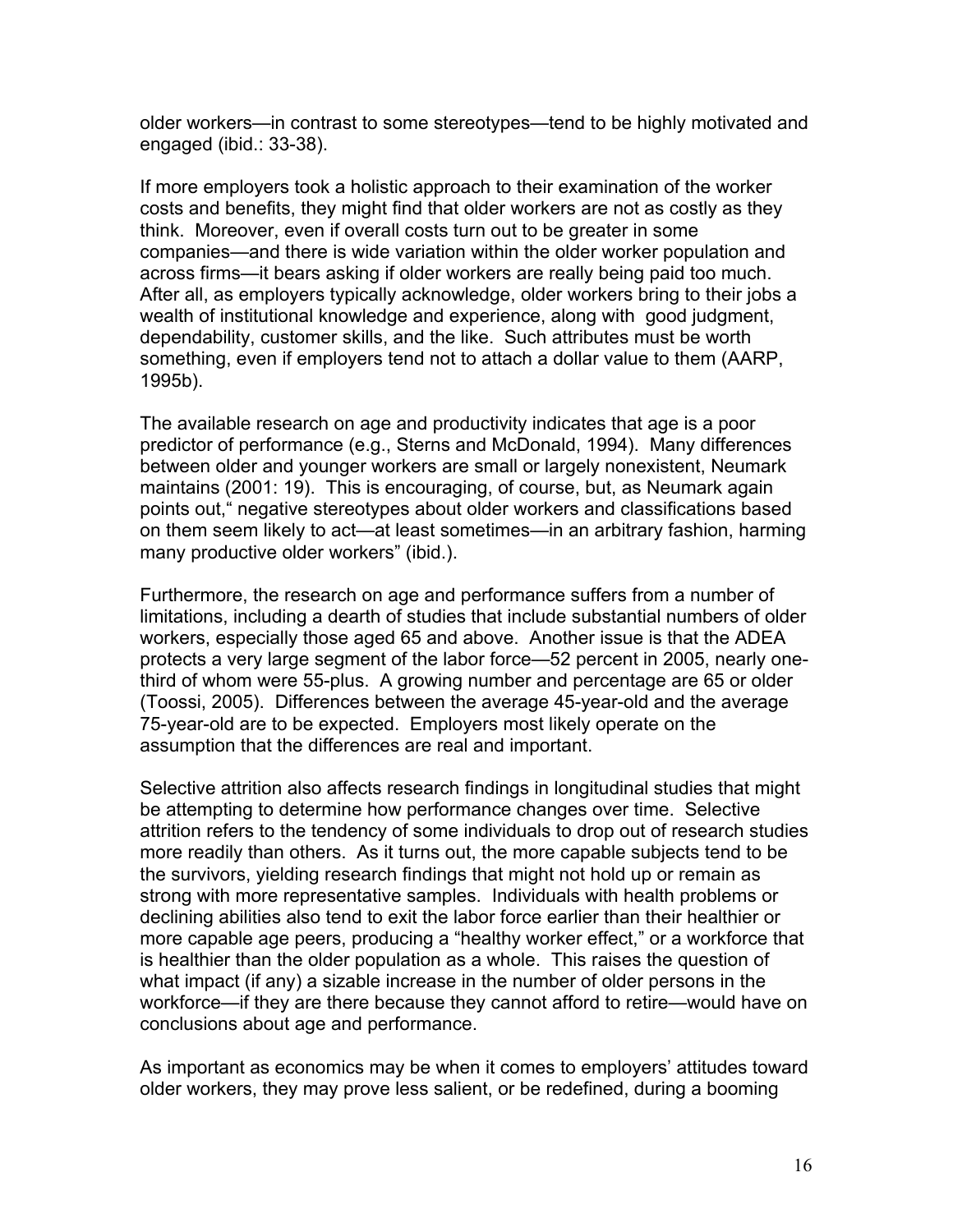older workers—in contrast to some stereotypes—tend to be highly motivated and engaged (ibid.: 33-38).

If more employers took a holistic approach to their examination of the worker costs and benefits, they might find that older workers are not as costly as they think. Moreover, even if overall costs turn out to be greater in some companies—and there is wide variation within the older worker population and across firms—it bears asking if older workers are really being paid too much. After all, as employers typically acknowledge, older workers bring to their jobs a wealth of institutional knowledge and experience, along with good judgment, dependability, customer skills, and the like. Such attributes must be worth something, even if employers tend not to attach a dollar value to them (AARP, 1995b).

The available research on age and productivity indicates that age is a poor predictor of performance (e.g., Sterns and McDonald, 1994). Many differences between older and younger workers are small or largely nonexistent, Neumark maintains (2001: 19). This is encouraging, of course, but, as Neumark again points out," negative stereotypes about older workers and classifications based on them seem likely to act—at least sometimes—in an arbitrary fashion, harming many productive older workers" (ibid.).

Furthermore, the research on age and performance suffers from a number of limitations, including a dearth of studies that include substantial numbers of older workers, especially those aged 65 and above. Another issue is that the ADEA protects a very large segment of the labor force—52 percent in 2005, nearly one-third of whom were 55-plus. A growing number and percentage are 65 or older (Toossi, 2005). Differences between the average 45-year-old and the average 75-year-old are to be expected. Employers most likely operate on the assumption that the differences are real and important.

Selective attrition also affects research findings in longitudinal studies that might be attempting to determine how performance changes over time. Selective attrition refers to the tendency of some individuals to drop out of research studies more readily than others. As it turns out, the more capable subjects tend to be the survivors, yielding research findings that might not hold up or remain as strong with more representative samples. Individuals with health problems or declining abilities also tend to exit the labor force earlier than their healthier or more capable age peers, producing a "healthy worker effect," or a workforce that is healthier than the older population as a whole. This raises the question of what impact (if any) a sizable increase in the number of older persons in the workforce—if they are there because they cannot afford to retire—would have on conclusions about age and performance.

As important as economics may be when it comes to employers' attitudes toward older workers, they may prove less salient, or be redefined, during a booming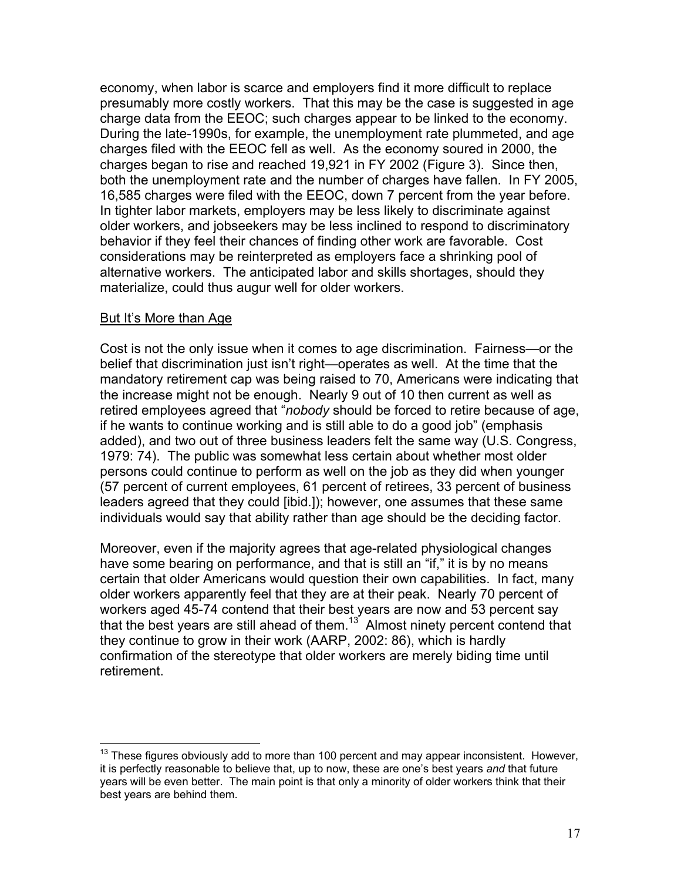economy, when labor is scarce and employers find it more difficult to replace presumably more costly workers. That this may be the case is suggested in age charge data from the EEOC; such charges appear to be linked to the economy. During the late-1990s, for example, the unemployment rate plummeted, and age charges filed with the EEOC fell as well. As the economy soured in 2000, the charges began to rise and reached 19,921 in FY 2002 (Figure 3). Since then, both the unemployment rate and the number of charges have fallen. In FY 2005, 16,585 charges were filed with the EEOC, down 7 percent from the year before. In tighter labor markets, employers may be less likely to discriminate against older workers, and jobseekers may be less inclined to respond to discriminatory behavior if they feel their chances of finding other work are favorable. Cost considerations may be reinterpreted as employers face a shrinking pool of alternative workers. The anticipated labor and skills shortages, should they materialize, could thus augur well for older workers.

<u>But It's More than Age</u>

Cost is not the only issue when it comes to age discrimination. Fairness—or the belief that discrimination just isn't right—operates as well. At the time that the mandatory retirement cap was being raised to 70, Americans were indicating that the increase might not be enough. Nearly 9 out of 10 then current as well as retired employees agreed that "*nobody* should be forced to retire because of age, if he wants to continue working and is still able to do a good job" (emphasis added), and two out of three business leaders felt the same way (U.S. Congress, 1979: 74). The public was somewhat less certain about whether most older persons could continue to perform as well on the job as they did when younger (57 percent of current employees, 61 percent of retirees, 33 percent of business leaders agreed that they could [ibid.]); however, one assumes that these same individuals would say that ability rather than age should be the deciding factor.

Moreover, even if the majority agrees that age-related physiological changes have some bearing on performance, and that is still an "if," it is by no means certain that older Americans would question their own capabilities. In fact, many older workers apparently feel that they are at their peak. Nearly 70 percent of workers aged 45-74 contend that their best years are now and 53 percent say that the best years are still ahead of them.[13] Almost ninety percent contend that they continue to grow in their work (AARP, 2002: 86), which is hardly confirmation of the stereotype that older workers are merely biding time until retirement.

---

[13] These figures obviously add to more than 100 percent and may appear inconsistent. However, it is perfectly reasonable to believe that, up to now, these are one's best years *and* that future years will be even better. The main point is that only a minority of older workers think that their best years are behind them.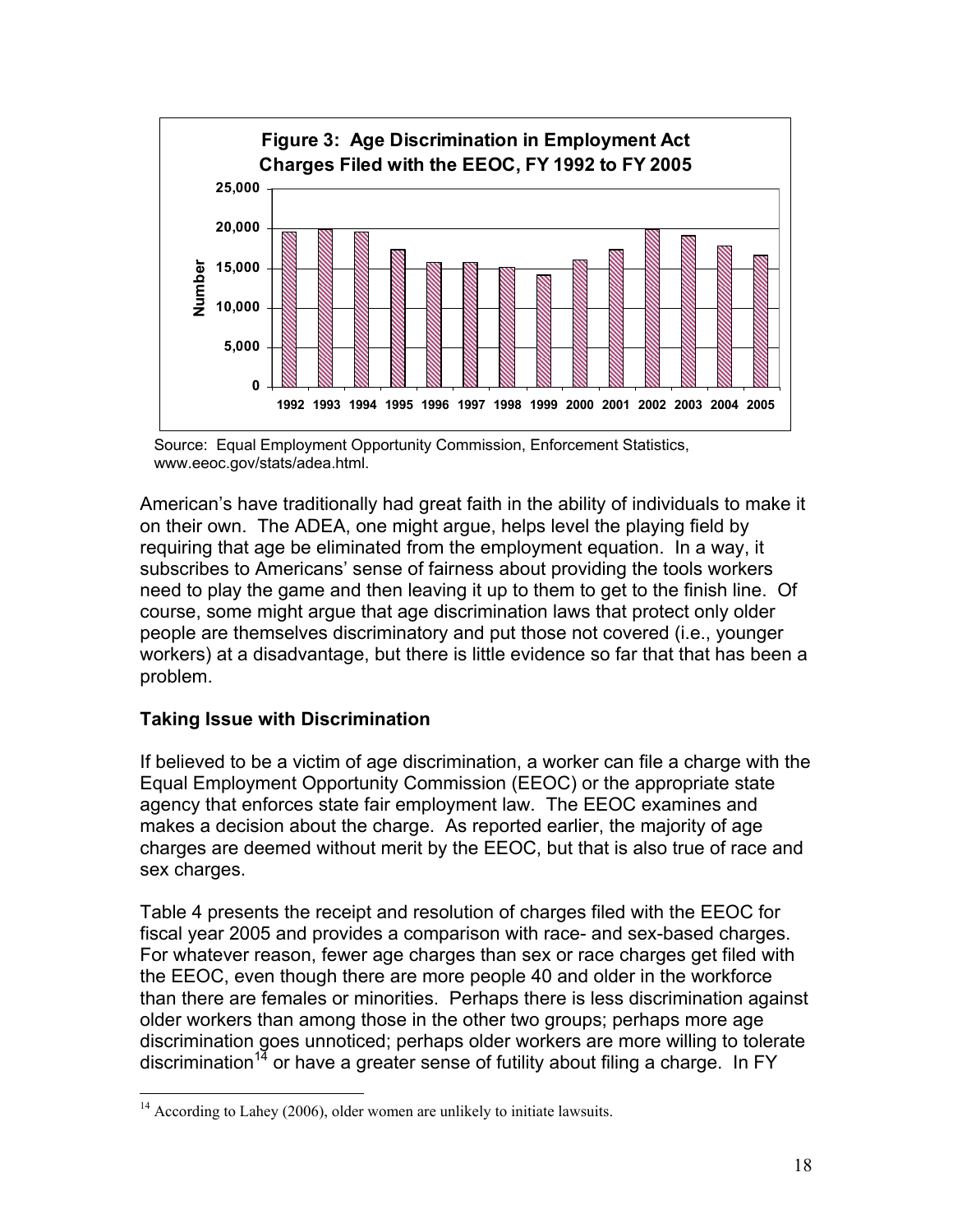**Figure 3: Age Discrimination in Employment Act Charges Filed with the EEOC, FY 1992 to FY 2005**

Source: Equal Employment Opportunity Commission, Enforcement Statistics, www.eeoc.gov/stats/adea.html.

American's have traditionally had great faith in the ability of individuals to make it on their own. The ADEA, one might argue, helps level the playing field by requiring that age be eliminated from the employment equation. In a way, it subscribes to Americans' sense of fairness about providing the tools workers need to play the game and then leaving it up to them to get to the finish line. Of course, some might argue that age discrimination laws that protect only older people are themselves discriminatory and put those not covered (i.e., younger workers) at a disadvantage, but there is little evidence so far that that has been a problem.

### Taking Issue with Discrimination

If believed to be a victim of age discrimination, a worker can file a charge with the Equal Employment Opportunity Commission (EEOC) or the appropriate state agency that enforces state fair employment law. The EEOC examines and makes a decision about the charge. As reported earlier, the majority of age charges are deemed without merit by the EEOC, but that is also true of race and sex charges.

Table 4 presents the receipt and resolution of charges filed with the EEOC for fiscal year 2005 and provides a comparison with race- and sex-based charges. For whatever reason, fewer age charges than sex or race charges get filed with the EEOC, even though there are more people 40 and older in the workforce than there are females or minorities. Perhaps there is less discrimination against older workers than among those in the other two groups; perhaps more age discrimination goes unnoticed; perhaps older workers are more willing to tolerate discrimination[14] or have a greater sense of futility about filing a charge. In FY

[14] According to Lahey (2006), older women are unlikely to initiate lawsuits.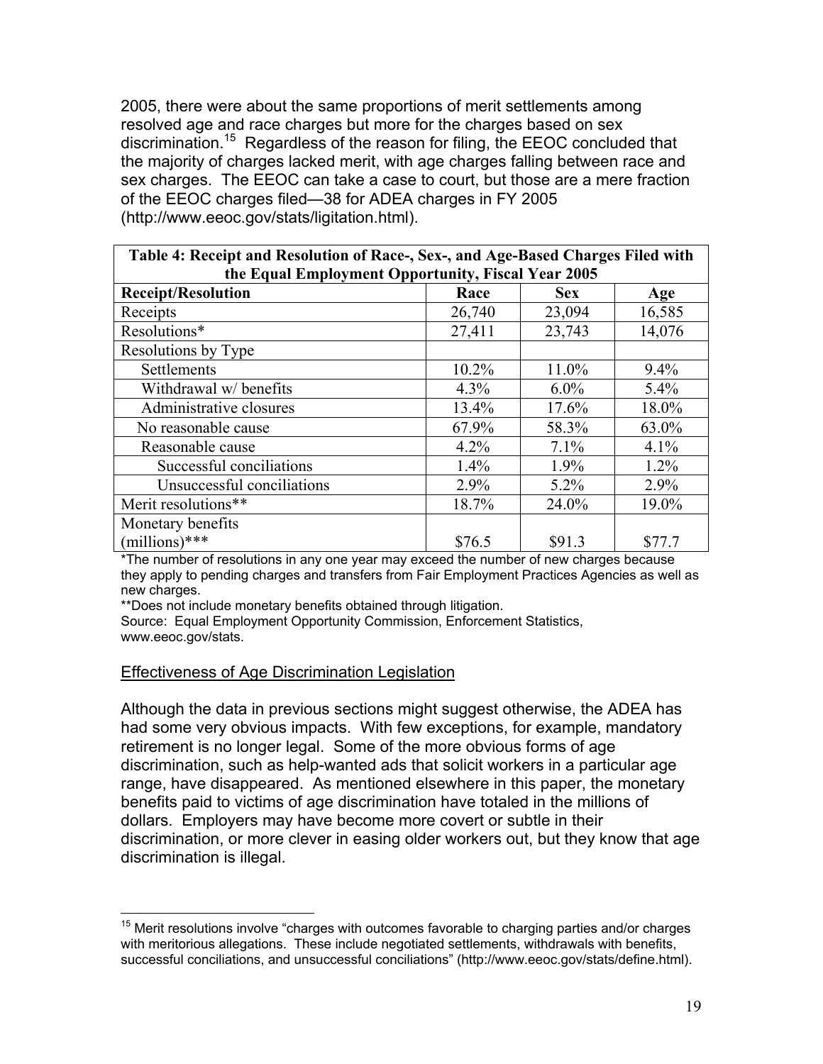2005, there were about the same proportions of merit settlements among resolved age and race charges but more for the charges based on sex discrimination.[15] Regardless of the reason for filing, the EEOC concluded that the majority of charges lacked merit, with age charges falling between race and sex charges. The EEOC can take a case to court, but those are a mere fraction of the EEOC charges filed—38 for ADEA charges in FY 2005 (http://www.eeoc.gov/stats/litigation.html).

**Table 4: Receipt and Resolution of Race-, Sex-, and Age-Based Charges Filed with the Equal Employment Opportunity, Fiscal Year 2005**

| Receipt/Resolution | Race | Sex | Age |
|---|---|---|---|
| Receipts | 26,740 | 23,094 | 16,585 |
| Resolutions* | 27,411 | 23,743 | 14,076 |
| Resolutions by Type | | | |
| Settlements | 10.2% | 11.0% | 9.4% |
| Withdrawal w/ benefits | 4.3% | 6.0% | 5.4% |
| Administrative closures | 13.4% | 17.6% | 18.0% |
| No reasonable cause | 67.9% | 58.3% | 63.0% |
| Reasonable cause | 4.2% | 7.1% | 4.1% |
| Successful conciliations | 1.4% | 1.9% | 1.2% |
| Unsuccessful conciliations | 2.9% | 5.2% | 2.9% |
| Merit resolutions** | 18.7% | 24.0% | 19.0% |
| Monetary benefits (millions)*** | $76.5 | $91.3 | $77.7 |

*The number of resolutions in any one year may exceed the number of new charges because they apply to pending charges and transfers from Fair Employment Practices Agencies as well as new charges.

**Does not include monetary benefits obtained through litigation.

Source: Equal Employment Opportunity Commission, Enforcement Statistics, www.eeoc.gov/stats.

## Effectiveness of Age Discrimination Legislation

Although the data in previous sections might suggest otherwise, the ADEA has had some very obvious impacts. With few exceptions, for example, mandatory retirement is no longer legal. Some of the more obvious forms of age discrimination, such as help-wanted ads that solicit workers in a particular age range, have disappeared. As mentioned elsewhere in this paper, the monetary benefits paid to victims of age discrimination have totaled in the millions of dollars. Employers may have become more covert or subtle in their discrimination, or more clever in easing older workers out, but they know that age discrimination is illegal.

[15] Merit resolutions involve "charges with outcomes favorable to charging parties and/or charges with meritorious allegations. These include negotiated settlements, withdrawals with benefits, successful conciliations, and unsuccessful conciliations" (http://www.eeoc.gov/stats/define.html).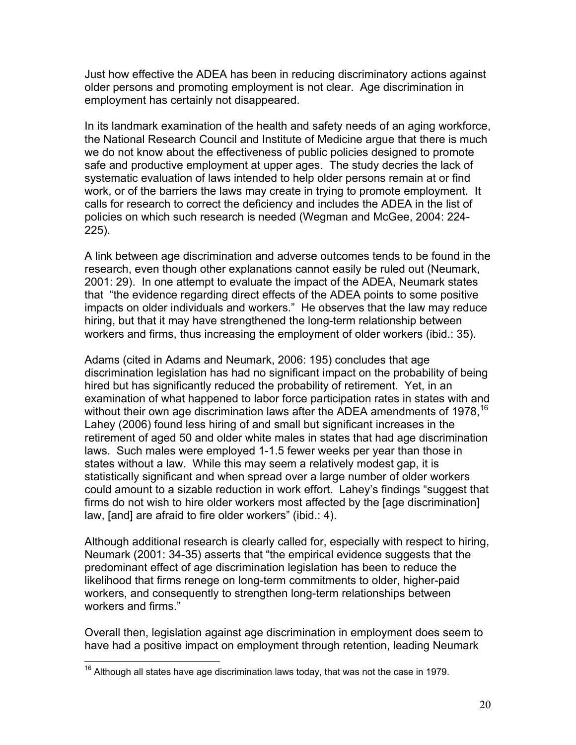Just how effective the ADEA has been in reducing discriminatory actions against older persons and promoting employment is not clear. Age discrimination in employment has certainly not disappeared.

In its landmark examination of the health and safety needs of an aging workforce, the National Research Council and Institute of Medicine argue that there is much we do not know about the effectiveness of public policies designed to promote safe and productive employment at upper ages. The study decries the lack of systematic evaluation of laws intended to help older persons remain at or find work, or of the barriers the laws may create in trying to promote employment. It calls for research to correct the deficiency and includes the ADEA in the list of policies on which such research is needed (Wegman and McGee, 2004: 224-225).

A link between age discrimination and adverse outcomes tends to be found in the research, even though other explanations cannot easily be ruled out (Neumark, 2001: 29). In one attempt to evaluate the impact of the ADEA, Neumark states that "the evidence regarding direct effects of the ADEA points to some positive impacts on older individuals and workers." He observes that the law may reduce hiring, but that it may have strengthened the long-term relationship between workers and firms, thus increasing the employment of older workers (ibid.: 35).

Adams (cited in Adams and Neumark, 2006: 195) concludes that age discrimination legislation has had no significant impact on the probability of being hired but has significantly reduced the probability of retirement. Yet, in an examination of what happened to labor force participation rates in states with and without their own age discrimination laws after the ADEA amendments of 1978,[16] Lahey (2006) found less hiring of and small but significant increases in the retirement of aged 50 and older white males in states that had age discrimination laws. Such males were employed 1-1.5 fewer weeks per year than those in states without a law. While this may seem a relatively modest gap, it is statistically significant and when spread over a large number of older workers could amount to a sizable reduction in work effort. Lahey's findings "suggest that firms do not wish to hire older workers most affected by the [age discrimination] law, [and] are afraid to fire older workers" (ibid.: 4).

Although additional research is clearly called for, especially with respect to hiring, Neumark (2001: 34-35) asserts that "the empirical evidence suggests that the predominant effect of age discrimination legislation has been to reduce the likelihood that firms renege on long-term commitments to older, higher-paid workers, and consequently to strengthen long-term relationships between workers and firms."

Overall then, legislation against age discrimination in employment does seem to have had a positive impact on employment through retention, leading Neumark

---

[16] Although all states have age discrimination laws today, that was not the case in 1979.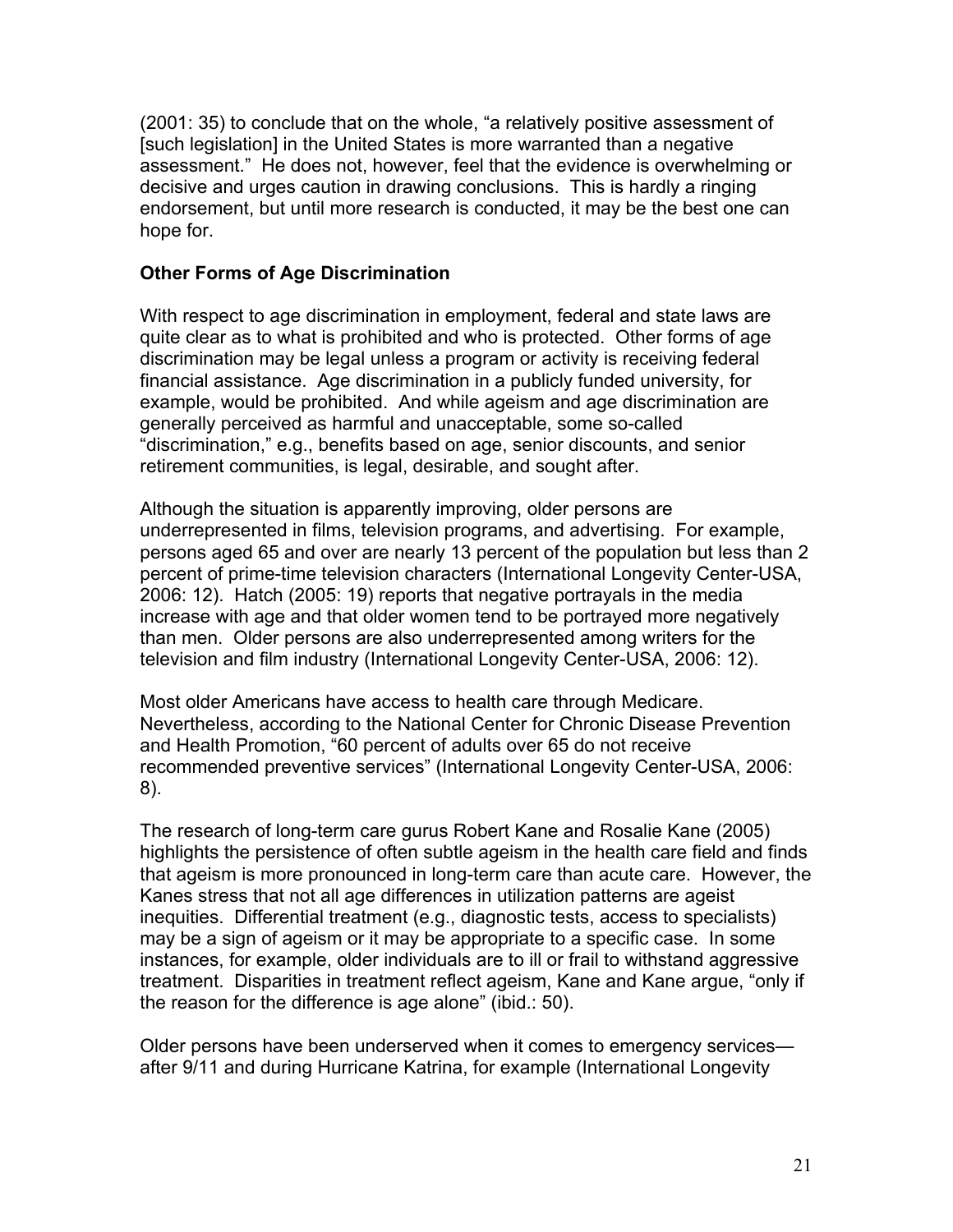(2001: 35) to conclude that on the whole, "a relatively positive assessment of [such legislation] in the United States is more warranted than a negative assessment." He does not, however, feel that the evidence is overwhelming or decisive and urges caution in drawing conclusions. This is hardly a ringing endorsement, but until more research is conducted, it may be the best one can hope for.

**Other Forms of Age Discrimination**

With respect to age discrimination in employment, federal and state laws are quite clear as to what is prohibited and who is protected. Other forms of age discrimination may be legal unless a program or activity is receiving federal financial assistance. Age discrimination in a publicly funded university, for example, would be prohibited. And while ageism and age discrimination are generally perceived as harmful and unacceptable, some so-called "discrimination," e.g., benefits based on age, senior discounts, and senior retirement communities, is legal, desirable, and sought after.

Although the situation is apparently improving, older persons are underrepresented in films, television programs, and advertising. For example, persons aged 65 and over are nearly 13 percent of the population but less than 2 percent of prime-time television characters (International Longevity Center-USA, 2006: 12). Hatch (2005: 19) reports that negative portrayals in the media increase with age and that older women tend to be portrayed more negatively than men. Older persons are also underrepresented among writers for the television and film industry (International Longevity Center-USA, 2006: 12).

Most older Americans have access to health care through Medicare. Nevertheless, according to the National Center for Chronic Disease Prevention and Health Promotion, "60 percent of adults over 65 do not receive recommended preventive services" (International Longevity Center-USA, 2006: 8).

The research of long-term care gurus Robert Kane and Rosalie Kane (2005) highlights the persistence of often subtle ageism in the health care field and finds that ageism is more pronounced in long-term care than acute care. However, the Kanes stress that not all age differences in utilization patterns are ageist inequities. Differential treatment (e.g., diagnostic tests, access to specialists) may be a sign of ageism or it may be appropriate to a specific case. In some instances, for example, older individuals are to ill or frail to withstand aggressive treatment. Disparities in treatment reflect ageism, Kane and Kane argue, "only if the reason for the difference is age alone" (ibid.: 50).

Older persons have been underserved when it comes to emergency services—after 9/11 and during Hurricane Katrina, for example (International Longevity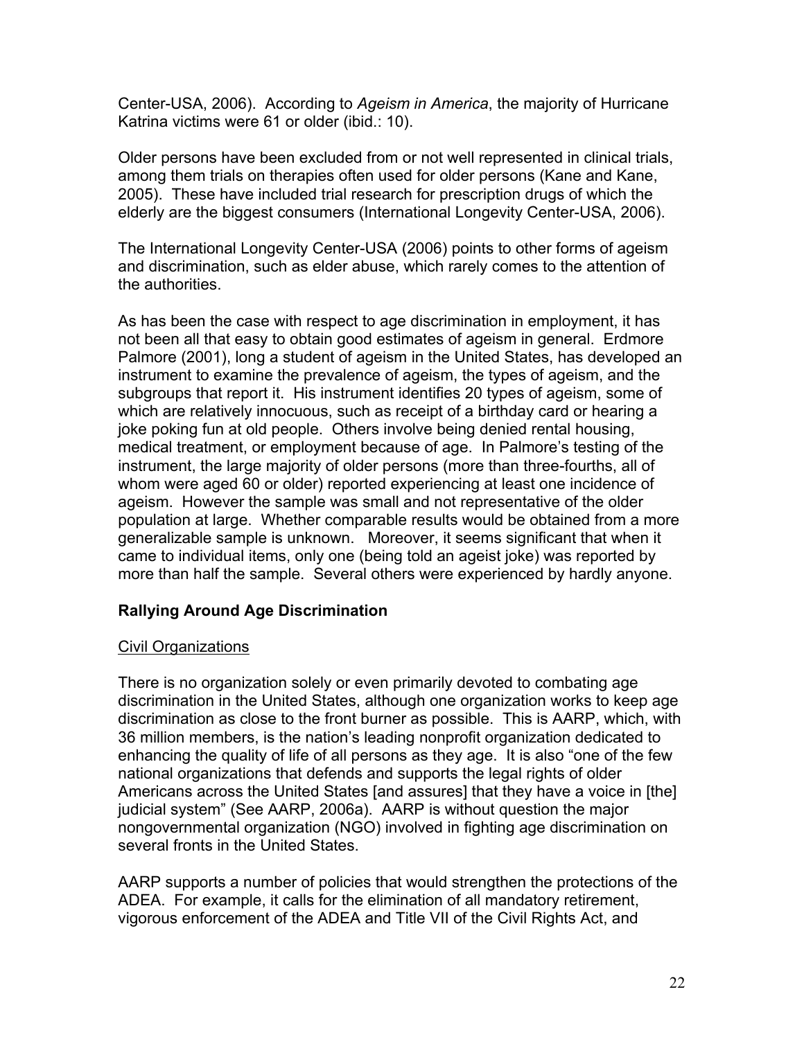Center-USA, 2006). According to *Ageism in America*, the majority of Hurricane Katrina victims were 61 or older (ibid.: 10).

Older persons have been excluded from or not well represented in clinical trials, among them trials on therapies often used for older persons (Kane and Kane, 2005). These have included trial research for prescription drugs of which the elderly are the biggest consumers (International Longevity Center-USA, 2006).

The International Longevity Center-USA (2006) points to other forms of ageism and discrimination, such as elder abuse, which rarely comes to the attention of the authorities.

As has been the case with respect to age discrimination in employment, it has not been all that easy to obtain good estimates of ageism in general. Erdmore Palmore (2001), long a student of ageism in the United States, has developed an instrument to examine the prevalence of ageism, the types of ageism, and the subgroups that report it. His instrument identifies 20 types of ageism, some of which are relatively innocuous, such as receipt of a birthday card or hearing a joke poking fun at old people. Others involve being denied rental housing, medical treatment, or employment because of age. In Palmore's testing of the instrument, the large majority of older persons (more than three-fourths, all of whom were aged 60 or older) reported experiencing at least one incidence of ageism. However the sample was small and not representative of the older population at large. Whether comparable results would be obtained from a more generalizable sample is unknown. Moreover, it seems significant that when it came to individual items, only one (being told an ageist joke) was reported by more than half the sample. Several others were experienced by hardly anyone.

## Rallying Around Age Discrimination

### Civil Organizations

There is no organization solely or even primarily devoted to combating age discrimination in the United States, although one organization works to keep age discrimination as close to the front burner as possible. This is AARP, which, with 36 million members, is the nation's leading nonprofit organization dedicated to enhancing the quality of life of all persons as they age. It is also "one of the few national organizations that defends and supports the legal rights of older Americans across the United States [and assures] that they have a voice in [the] judicial system" (See AARP, 2006a). AARP is without question the major nongovernmental organization (NGO) involved in fighting age discrimination on several fronts in the United States.

AARP supports a number of policies that would strengthen the protections of the ADEA. For example, it calls for the elimination of all mandatory retirement, vigorous enforcement of the ADEA and Title VII of the Civil Rights Act, and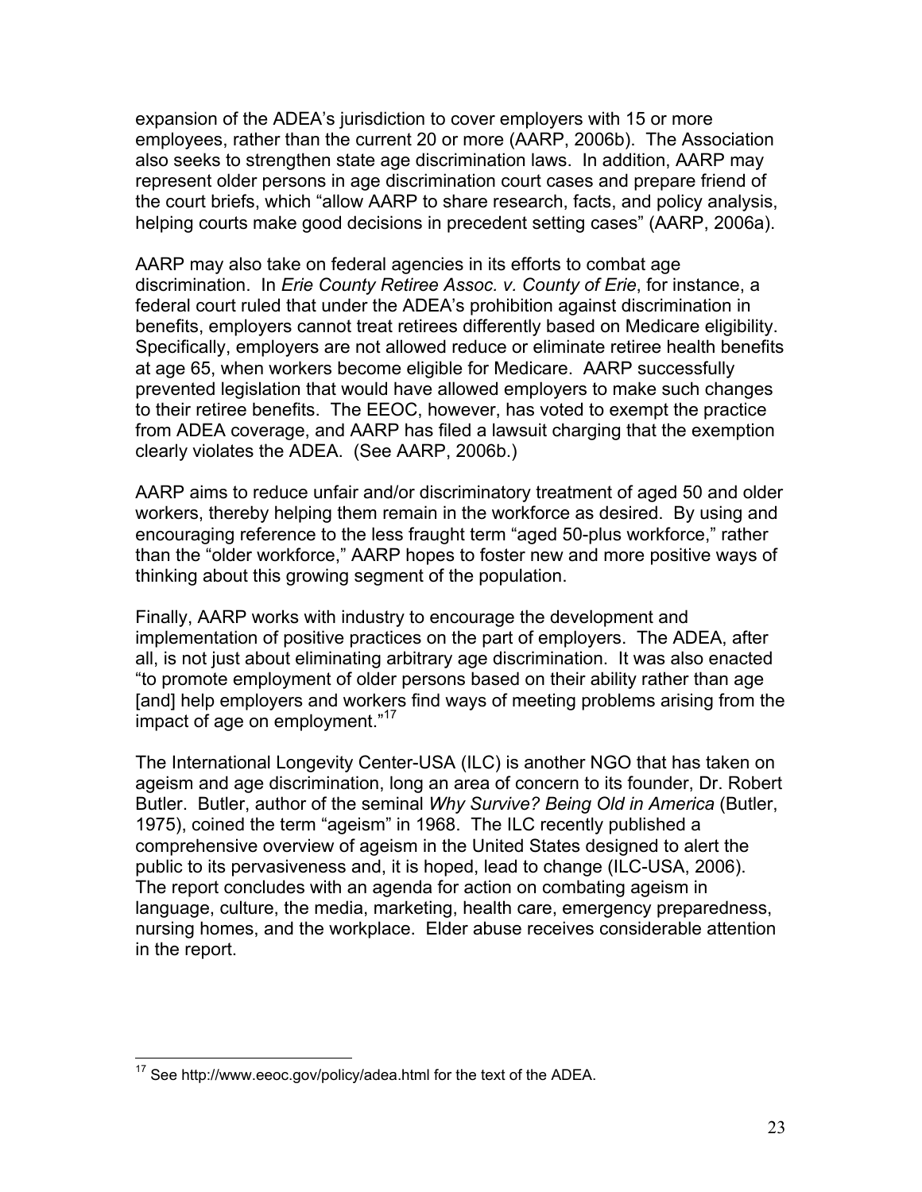expansion of the ADEA's jurisdiction to cover employers with 15 or more employees, rather than the current 20 or more (AARP, 2006b). The Association also seeks to strengthen state age discrimination laws. In addition, AARP may represent older persons in age discrimination court cases and prepare friend of the court briefs, which "allow AARP to share research, facts, and policy analysis, helping courts make good decisions in precedent setting cases" (AARP, 2006a).

AARP may also take on federal agencies in its efforts to combat age discrimination. In *Erie County Retiree Assoc. v. County of Erie*, for instance, a federal court ruled that under the ADEA's prohibition against discrimination in benefits, employers cannot treat retirees differently based on Medicare eligibility. Specifically, employers are not allowed reduce or eliminate retiree health benefits at age 65, when workers become eligible for Medicare. AARP successfully prevented legislation that would have allowed employers to make such changes to their retiree benefits. The EEOC, however, has voted to exempt the practice from ADEA coverage, and AARP has filed a lawsuit charging that the exemption clearly violates the ADEA. (See AARP, 2006b.)

AARP aims to reduce unfair and/or discriminatory treatment of aged 50 and older workers, thereby helping them remain in the workforce as desired. By using and encouraging reference to the less fraught term "aged 50-plus workforce," rather than the "older workforce," AARP hopes to foster new and more positive ways of thinking about this growing segment of the population.

Finally, AARP works with industry to encourage the development and implementation of positive practices on the part of employers. The ADEA, after all, is not just about eliminating arbitrary age discrimination. It was also enacted "to promote employment of older persons based on their ability rather than age [and] help employers and workers find ways of meeting problems arising from the impact of age on employment."[17]

The International Longevity Center-USA (ILC) is another NGO that has taken on ageism and age discrimination, long an area of concern to its founder, Dr. Robert Butler. Butler, author of the seminal *Why Survive? Being Old in America* (Butler, 1975), coined the term "ageism" in 1968. The ILC recently published a comprehensive overview of ageism in the United States designed to alert the public to its pervasiveness and, it is hoped, lead to change (ILC-USA, 2006). The report concludes with an agenda for action on combating ageism in language, culture, the media, marketing, health care, emergency preparedness, nursing homes, and the workplace. Elder abuse receives considerable attention in the report.

[17] See http://www.eeoc.gov/policy/adea.html for the text of the ADEA.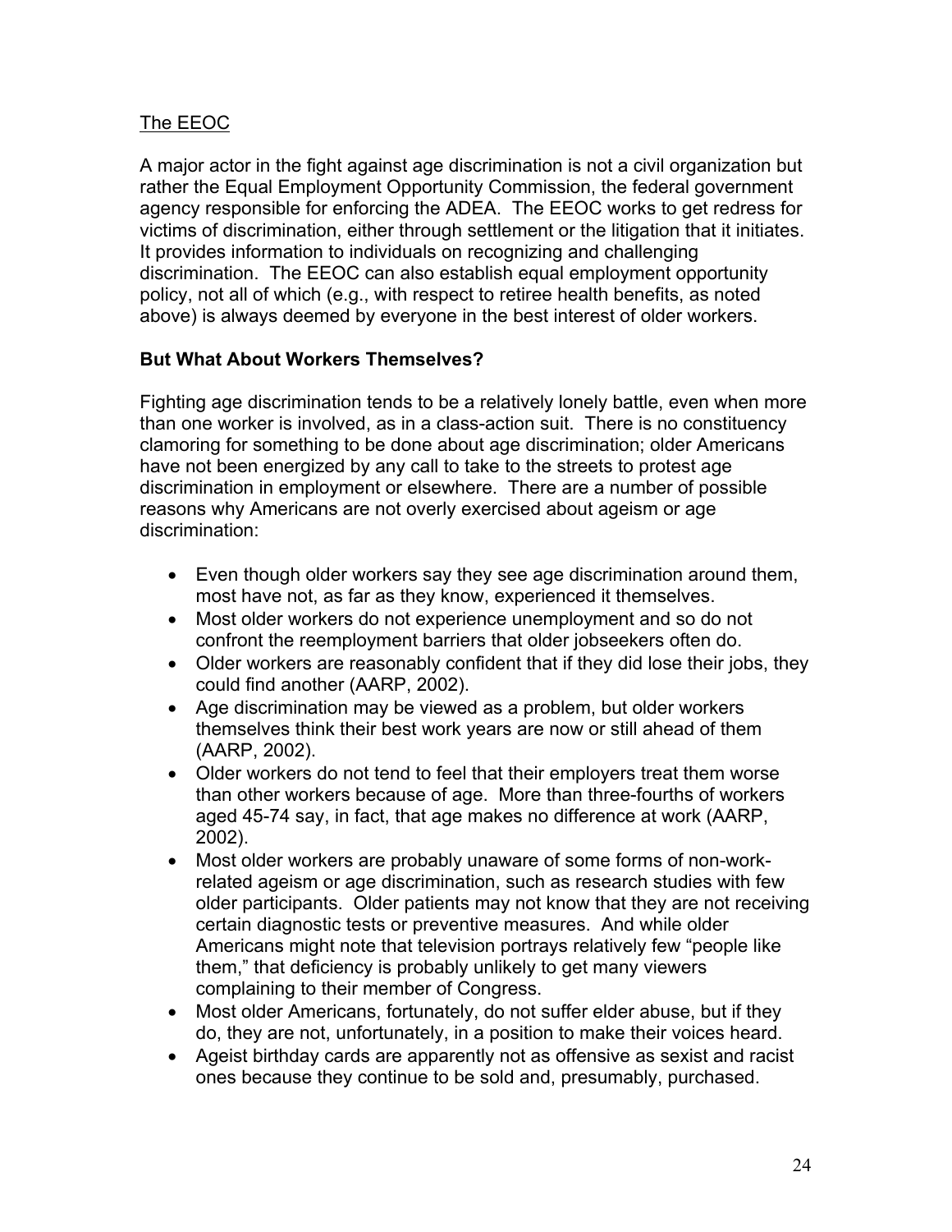The EEOC

A major actor in the fight against age discrimination is not a civil organization but rather the Equal Employment Opportunity Commission, the federal government agency responsible for enforcing the ADEA. The EEOC works to get redress for victims of discrimination, either through settlement or the litigation that it initiates. It provides information to individuals on recognizing and challenging discrimination. The EEOC can also establish equal employment opportunity policy, not all of which (e.g., with respect to retiree health benefits, as noted above) is always deemed by everyone in the best interest of older workers.

**But What About Workers Themselves?**

Fighting age discrimination tends to be a relatively lonely battle, even when more than one worker is involved, as in a class-action suit. There is no constituency clamoring for something to be done about age discrimination; older Americans have not been energized by any call to take to the streets to protest age discrimination in employment or elsewhere. There are a number of possible reasons why Americans are not overly exercised about ageism or age discrimination:

- Even though older workers say they see age discrimination around them, most have not, as far as they know, experienced it themselves.
- Most older workers do not experience unemployment and so do not confront the reemployment barriers that older jobseekers often do.
- Older workers are reasonably confident that if they did lose their jobs, they could find another (AARP, 2002).
- Age discrimination may be viewed as a problem, but older workers themselves think their best work years are now or still ahead of them (AARP, 2002).
- Older workers do not tend to feel that their employers treat them worse than other workers because of age. More than three-fourths of workers aged 45-74 say, in fact, that age makes no difference at work (AARP, 2002).
- Most older workers are probably unaware of some forms of non-work-related ageism or age discrimination, such as research studies with few older participants. Older patients may not know that they are not receiving certain diagnostic tests or preventive measures. And while older Americans might note that television portrays relatively few "people like them," that deficiency is probably unlikely to get many viewers complaining to their member of Congress.
- Most older Americans, fortunately, do not suffer elder abuse, but if they do, they are not, unfortunately, in a position to make their voices heard.
- Ageist birthday cards are apparently not as offensive as sexist and racist ones because they continue to be sold and, presumably, purchased.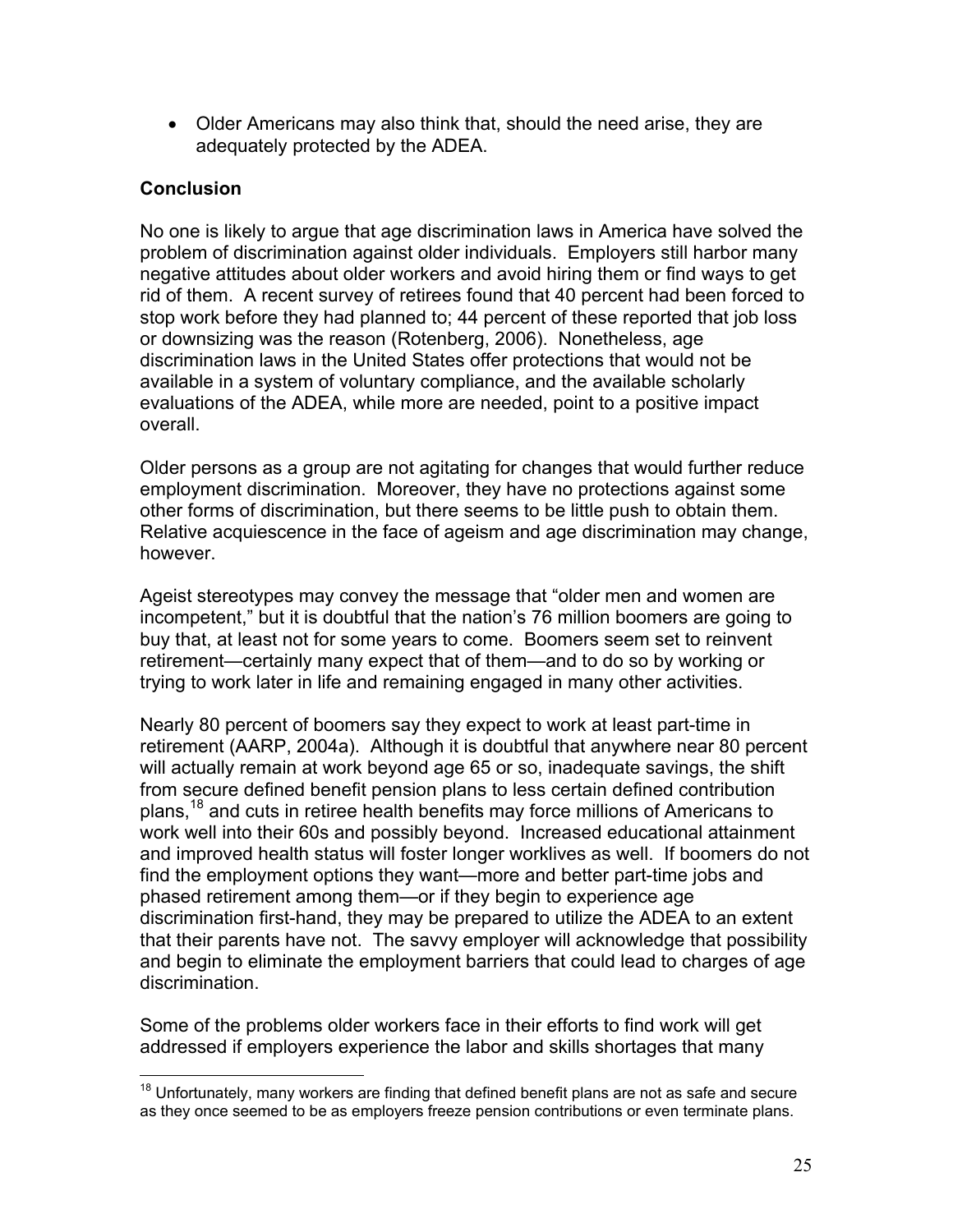- Older Americans may also think that, should the need arise, they are adequately protected by the ADEA.

## Conclusion

No one is likely to argue that age discrimination laws in America have solved the problem of discrimination against older individuals. Employers still harbor many negative attitudes about older workers and avoid hiring them or find ways to get rid of them. A recent survey of retirees found that 40 percent had been forced to stop work before they had planned to; 44 percent of these reported that job loss or downsizing was the reason (Rotenberg, 2006). Nonetheless, age discrimination laws in the United States offer protections that would not be available in a system of voluntary compliance, and the available scholarly evaluations of the ADEA, while more are needed, point to a positive impact overall.

Older persons as a group are not agitating for changes that would further reduce employment discrimination. Moreover, they have no protections against some other forms of discrimination, but there seems to be little push to obtain them. Relative acquiescence in the face of ageism and age discrimination may change, however.

Ageist stereotypes may convey the message that "older men and women are incompetent," but it is doubtful that the nation's 76 million boomers are going to buy that, at least not for some years to come. Boomers seem set to reinvent retirement—certainly many expect that of them—and to do so by working or trying to work later in life and remaining engaged in many other activities.

Nearly 80 percent of boomers say they expect to work at least part-time in retirement (AARP, 2004a). Although it is doubtful that anywhere near 80 percent will actually remain at work beyond age 65 or so, inadequate savings, the shift from secure defined benefit pension plans to less certain defined contribution plans,[18] and cuts in retiree health benefits may force millions of Americans to work well into their 60s and possibly beyond. Increased educational attainment and improved health status will foster longer worklives as well. If boomers do not find the employment options they want—more and better part-time jobs and phased retirement among them—or if they begin to experience age discrimination first-hand, they may be prepared to utilize the ADEA to an extent that their parents have not. The savvy employer will acknowledge that possibility and begin to eliminate the employment barriers that could lead to charges of age discrimination.

Some of the problems older workers face in their efforts to find work will get addressed if employers experience the labor and skills shortages that many

[18] Unfortunately, many workers are finding that defined benefit plans are not as safe and secure as they once seemed to be as employers freeze pension contributions or even terminate plans.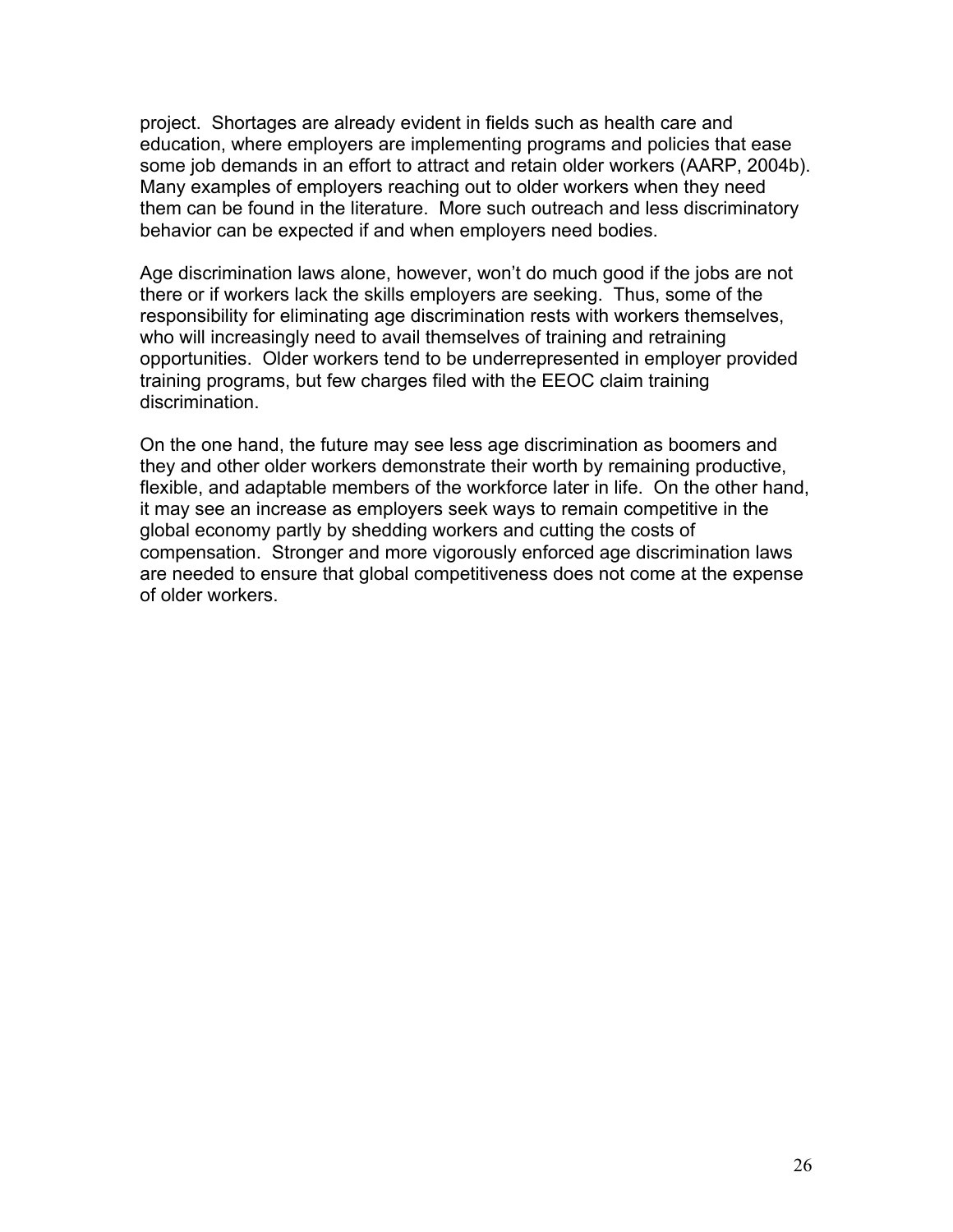project. Shortages are already evident in fields such as health care and education, where employers are implementing programs and policies that ease some job demands in an effort to attract and retain older workers (AARP, 2004b). Many examples of employers reaching out to older workers when they need them can be found in the literature. More such outreach and less discriminatory behavior can be expected if and when employers need bodies.

Age discrimination laws alone, however, won't do much good if the jobs are not there or if workers lack the skills employers are seeking. Thus, some of the responsibility for eliminating age discrimination rests with workers themselves, who will increasingly need to avail themselves of training and retraining opportunities. Older workers tend to be underrepresented in employer provided training programs, but few charges filed with the EEOC claim training discrimination.

On the one hand, the future may see less age discrimination as boomers and they and other older workers demonstrate their worth by remaining productive, flexible, and adaptable members of the workforce later in life. On the other hand, it may see an increase as employers seek ways to remain competitive in the global economy partly by shedding workers and cutting the costs of compensation. Stronger and more vigorously enforced age discrimination laws are needed to ensure that global competitiveness does not come at the expense of older workers.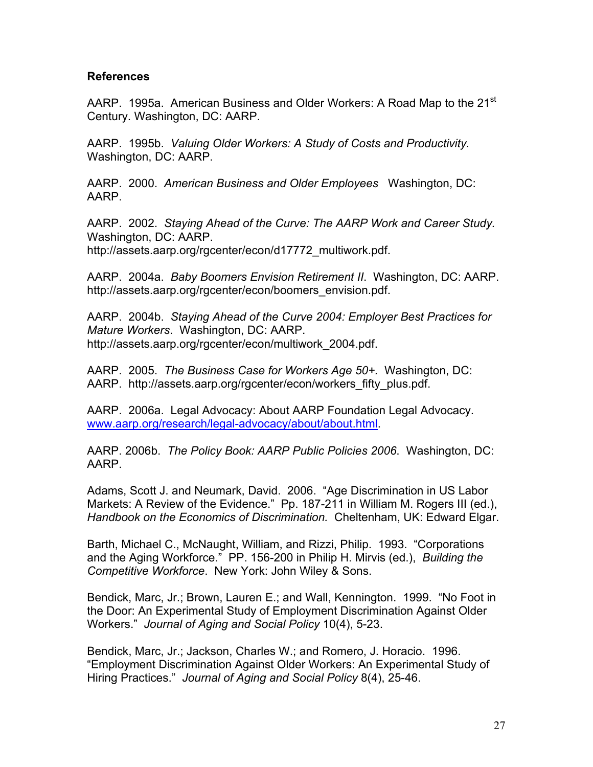**References**

AARP. 1995a. American Business and Older Workers: A Road Map to the 21st Century. Washington, DC: AARP.

AARP. 1995b. *Valuing Older Workers: A Study of Costs and Productivity.* Washington, DC: AARP.

AARP. 2000. *American Business and Older Employees* Washington, DC: AARP.

AARP. 2002. *Staying Ahead of the Curve: The AARP Work and Career Study.* Washington, DC: AARP. http://assets.aarp.org/rgcenter/econ/d17772_multiwork.pdf.

AARP. 2004a. *Baby Boomers Envision Retirement II*. Washington, DC: AARP. http://assets.aarp.org/rgcenter/econ/boomers_envision.pdf.

AARP. 2004b. *Staying Ahead of the Curve 2004: Employer Best Practices for Mature Workers*. Washington, DC: AARP. http://assets.aarp.org/rgcenter/econ/multiwork_2004.pdf.

AARP. 2005. *The Business Case for Workers Age 50+.* Washington, DC: AARP. http://assets.aarp.org/rgcenter/econ/workers_fifty_plus.pdf.

AARP. 2006a. Legal Advocacy: About AARP Foundation Legal Advocacy. www.aarp.org/research/legal-advocacy/about/about.html.

AARP. 2006b. *The Policy Book: AARP Public Policies 2006*. Washington, DC: AARP.

Adams, Scott J. and Neumark, David. 2006. "Age Discrimination in US Labor Markets: A Review of the Evidence." Pp. 187-211 in William M. Rogers III (ed.), *Handbook on the Economics of Discrimination.* Cheltenham, UK: Edward Elgar.

Barth, Michael C., McNaught, William, and Rizzi, Philip. 1993. "Corporations and the Aging Workforce." PP. 156-200 in Philip H. Mirvis (ed.), *Building the Competitive Workforce*. New York: John Wiley & Sons.

Bendick, Marc, Jr.; Brown, Lauren E.; and Wall, Kennington. 1999. "No Foot in the Door: An Experimental Study of Employment Discrimination Against Older Workers." *Journal of Aging and Social Policy* 10(4), 5-23.

Bendick, Marc, Jr.; Jackson, Charles W.; and Romero, J. Horacio. 1996. "Employment Discrimination Against Older Workers: An Experimental Study of Hiring Practices." *Journal of Aging and Social Policy* 8(4), 25-46.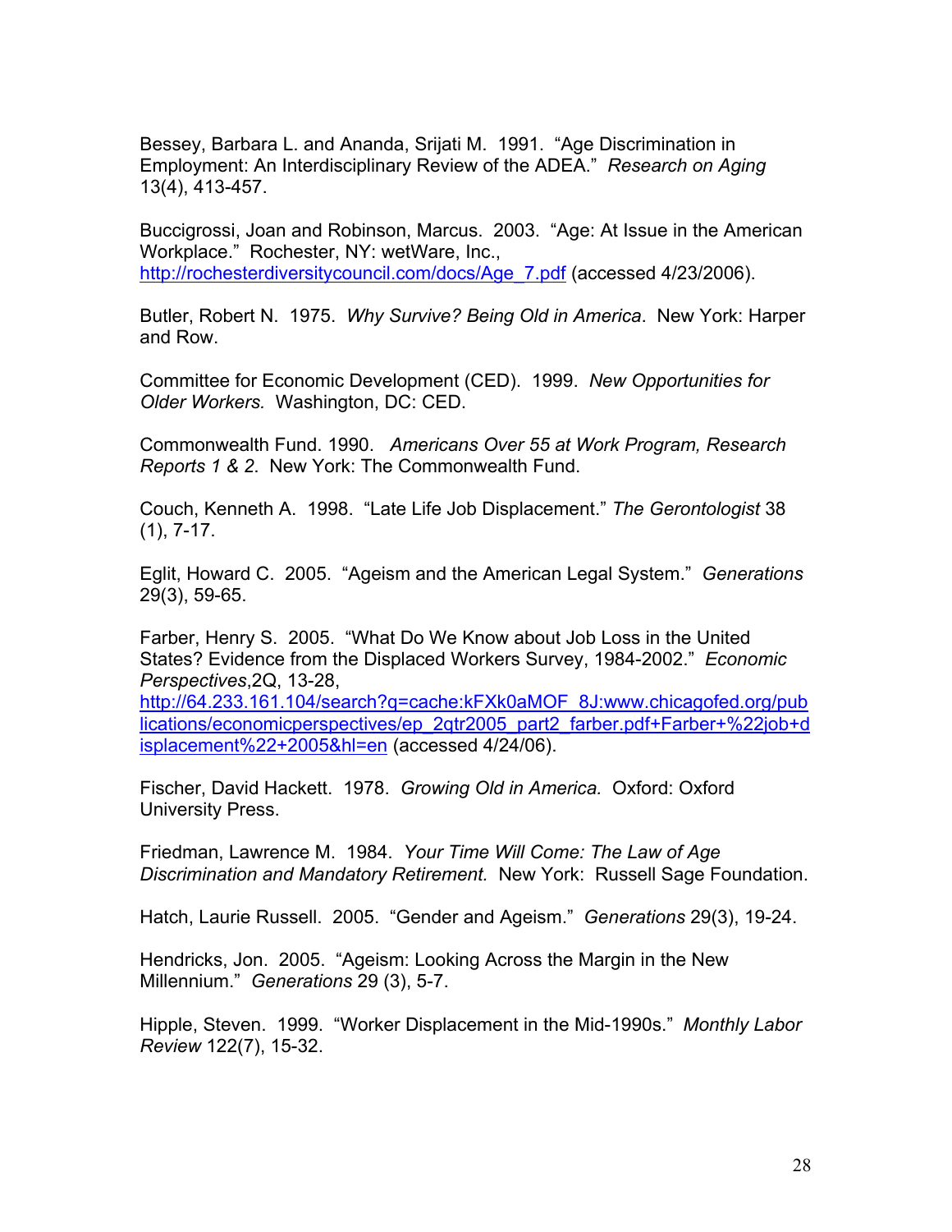Bessey, Barbara L. and Ananda, Srijati M. 1991. "Age Discrimination in Employment: An Interdisciplinary Review of the ADEA." *Research on Aging* 13(4), 413-457.

Buccigrossi, Joan and Robinson, Marcus. 2003. "Age: At Issue in the American Workplace." Rochester, NY: wetWare, Inc., http://rochesterdiversitycouncil.com/docs/Age_7.pdf (accessed 4/23/2006).

Butler, Robert N. 1975. *Why Survive? Being Old in America*. New York: Harper and Row.

Committee for Economic Development (CED). 1999. *New Opportunities for Older Workers.* Washington, DC: CED.

Commonwealth Fund. 1990. *Americans Over 55 at Work Program, Research Reports 1 & 2*. New York: The Commonwealth Fund.

Couch, Kenneth A. 1998. "Late Life Job Displacement." *The Gerontologist* 38 (1), 7-17.

Eglit, Howard C. 2005. "Ageism and the American Legal System." *Generations* 29(3), 59-65.

Farber, Henry S. 2005. "What Do We Know about Job Loss in the United States? Evidence from the Displaced Workers Survey, 1984-2002." *Economic Perspectives*,2Q, 13-28, http://64.233.161.104/search?q=cache:kFXk0aMOF_8J:www.chicagofed.org/publications/economicperspectives/ep_2qtr2005_part2_farber.pdf+Farber+%22job+displacement%22+2005&hl=en (accessed 4/24/06).

Fischer, David Hackett. 1978. *Growing Old in America.* Oxford: Oxford University Press.

Friedman, Lawrence M. 1984. *Your Time Will Come: The Law of Age Discrimination and Mandatory Retirement.* New York: Russell Sage Foundation.

Hatch, Laurie Russell. 2005. "Gender and Ageism." *Generations* 29(3), 19-24.

Hendricks, Jon. 2005. "Ageism: Looking Across the Margin in the New Millennium." *Generations* 29 (3), 5-7.

Hipple, Steven. 1999. "Worker Displacement in the Mid-1990s." *Monthly Labor Review* 122(7), 15-32.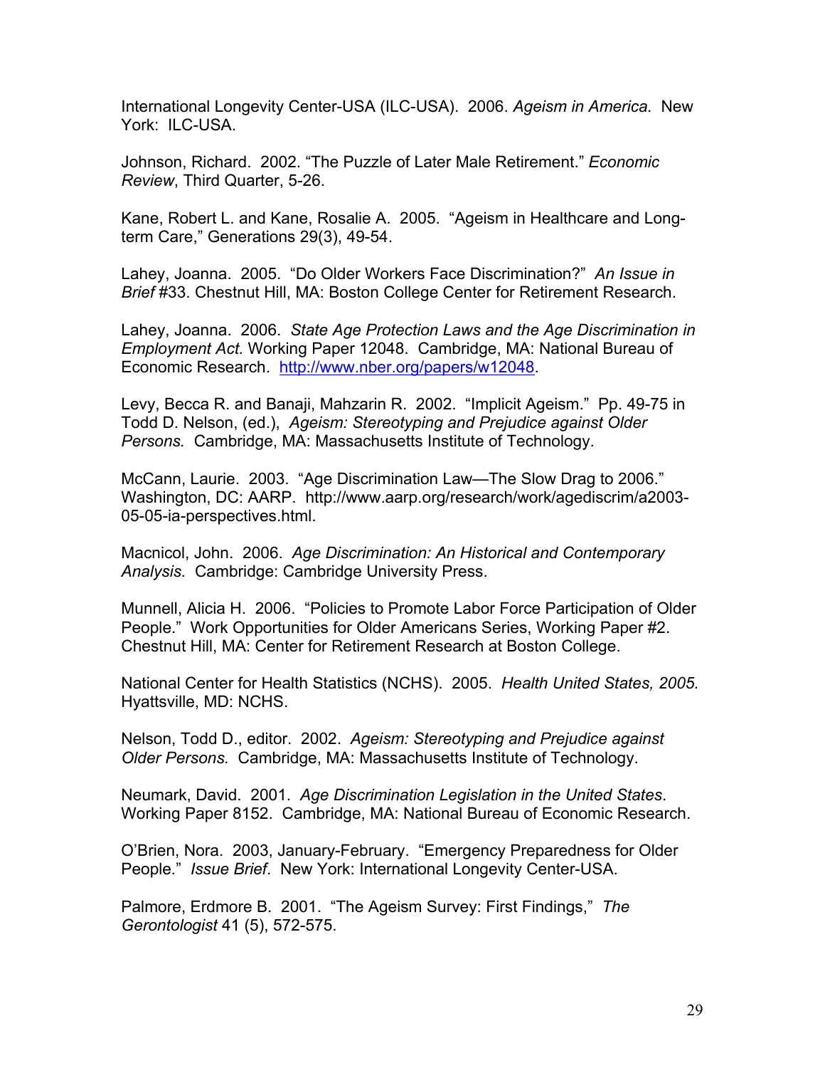International Longevity Center-USA (ILC-USA). 2006. *Ageism in America.* New York: ILC-USA.

Johnson, Richard. 2002. “The Puzzle of Later Male Retirement.” *Economic Review*, Third Quarter, 5-26.

Kane, Robert L. and Kane, Rosalie A. 2005. “Ageism in Healthcare and Long-term Care,” Generations 29(3), 49-54.

Lahey, Joanna. 2005. “Do Older Workers Face Discrimination?” *An Issue in Brief* #33. Chestnut Hill, MA: Boston College Center for Retirement Research.

Lahey, Joanna. 2006. *State Age Protection Laws and the Age Discrimination in Employment Act.* Working Paper 12048. Cambridge, MA: National Bureau of Economic Research. http://www.nber.org/papers/w12048.

Levy, Becca R. and Banaji, Mahzarin R. 2002. “Implicit Ageism.” Pp. 49-75 in Todd D. Nelson, (ed.), *Ageism: Stereotyping and Prejudice against Older Persons.* Cambridge, MA: Massachusetts Institute of Technology.

McCann, Laurie. 2003. “Age Discrimination Law—The Slow Drag to 2006.” Washington, DC: AARP. http://www.aarp.org/research/work/agediscrim/a2003-05-05-ia-perspectives.html.

Macnicol, John. 2006. *Age Discrimination: An Historical and Contemporary Analysis.* Cambridge: Cambridge University Press.

Munnell, Alicia H. 2006. “Policies to Promote Labor Force Participation of Older People.” Work Opportunities for Older Americans Series, Working Paper #2. Chestnut Hill, MA: Center for Retirement Research at Boston College.

National Center for Health Statistics (NCHS). 2005. *Health United States, 2005.* Hyattsville, MD: NCHS.

Nelson, Todd D., editor. 2002. *Ageism: Stereotyping and Prejudice against Older Persons.* Cambridge, MA: Massachusetts Institute of Technology.

Neumark, David. 2001. *Age Discrimination Legislation in the United States*. Working Paper 8152. Cambridge, MA: National Bureau of Economic Research.

O’Brien, Nora. 2003, January-February. “Emergency Preparedness for Older People.” *Issue Brief*. New York: International Longevity Center-USA.

Palmore, Erdmore B. 2001. “The Ageism Survey: First Findings,” *The Gerontologist* 41 (5), 572-575.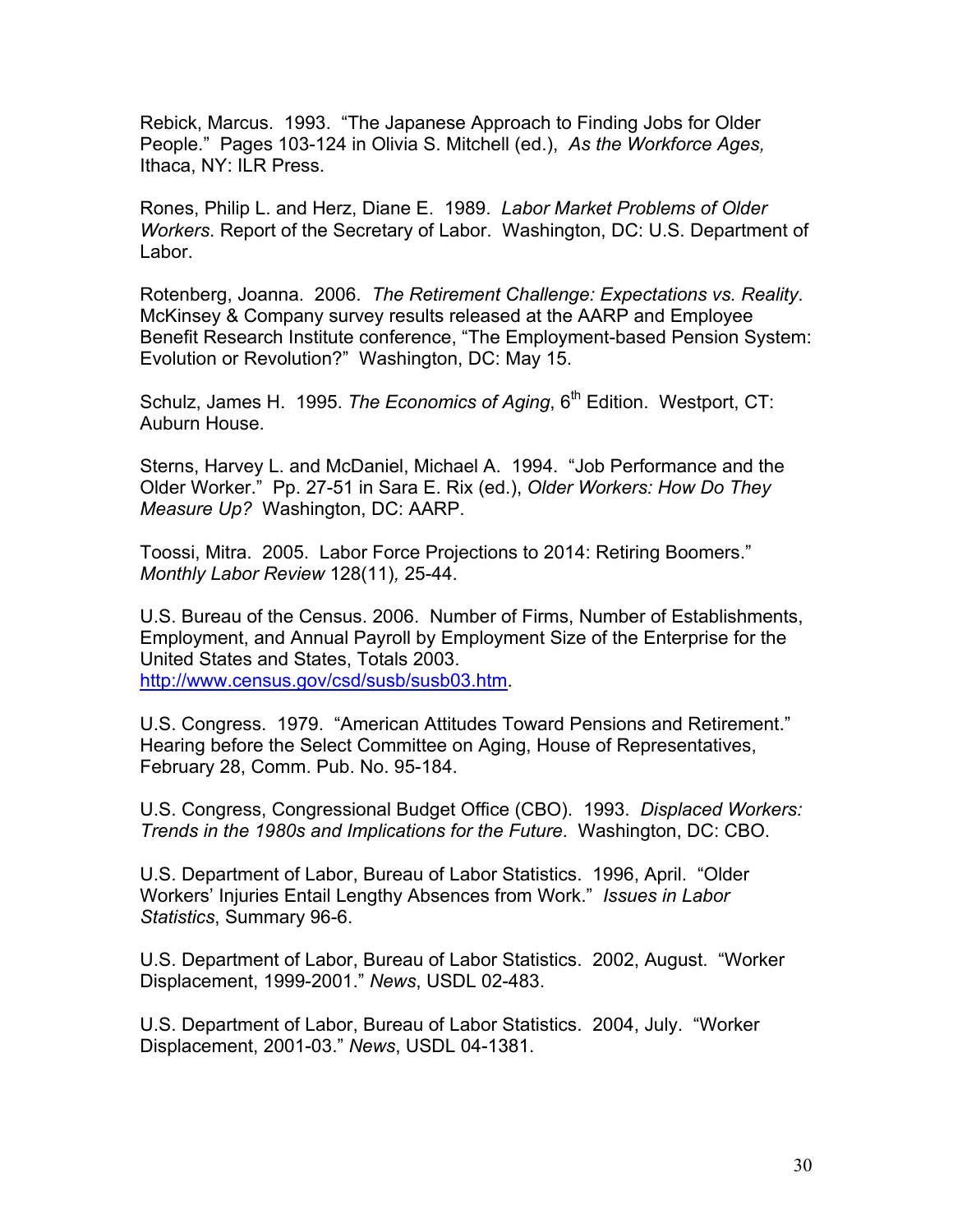Rebick, Marcus. 1993. "The Japanese Approach to Finding Jobs for Older People." Pages 103-124 in Olivia S. Mitchell (ed.), *As the Workforce Ages,* Ithaca, NY: ILR Press.

Rones, Philip L. and Herz, Diane E. 1989. *Labor Market Problems of Older Workers*. Report of the Secretary of Labor. Washington, DC: U.S. Department of Labor.

Rotenberg, Joanna. 2006. *The Retirement Challenge: Expectations vs. Reality*. McKinsey & Company survey results released at the AARP and Employee Benefit Research Institute conference, "The Employment-based Pension System: Evolution or Revolution?" Washington, DC: May 15.

Schulz, James H. 1995. *The Economics of Aging*, 6th Edition. Westport, CT: Auburn House.

Sterns, Harvey L. and McDaniel, Michael A. 1994. "Job Performance and the Older Worker." Pp. 27-51 in Sara E. Rix (ed.), *Older Workers: How Do They Measure Up?* Washington, DC: AARP.

Toossi, Mitra. 2005. Labor Force Projections to 2014: Retiring Boomers." *Monthly Labor Review* 128(11)*,* 25-44.

U.S. Bureau of the Census. 2006. Number of Firms, Number of Establishments, Employment, and Annual Payroll by Employment Size of the Enterprise for the United States and States, Totals 2003. http://www.census.gov/csd/susb/susb03.htm.

U.S. Congress. 1979. "American Attitudes Toward Pensions and Retirement." Hearing before the Select Committee on Aging, House of Representatives, February 28, Comm. Pub. No. 95-184.

U.S. Congress, Congressional Budget Office (CBO). 1993. *Displaced Workers: Trends in the 1980s and Implications for the Future*. Washington, DC: CBO.

U.S. Department of Labor, Bureau of Labor Statistics. 1996, April. "Older Workers' Injuries Entail Lengthy Absences from Work." *Issues in Labor Statistics*, Summary 96-6.

U.S. Department of Labor, Bureau of Labor Statistics. 2002, August. "Worker Displacement, 1999-2001." *News*, USDL 02-483.

U.S. Department of Labor, Bureau of Labor Statistics. 2004, July. "Worker Displacement, 2001-03." *News*, USDL 04-1381.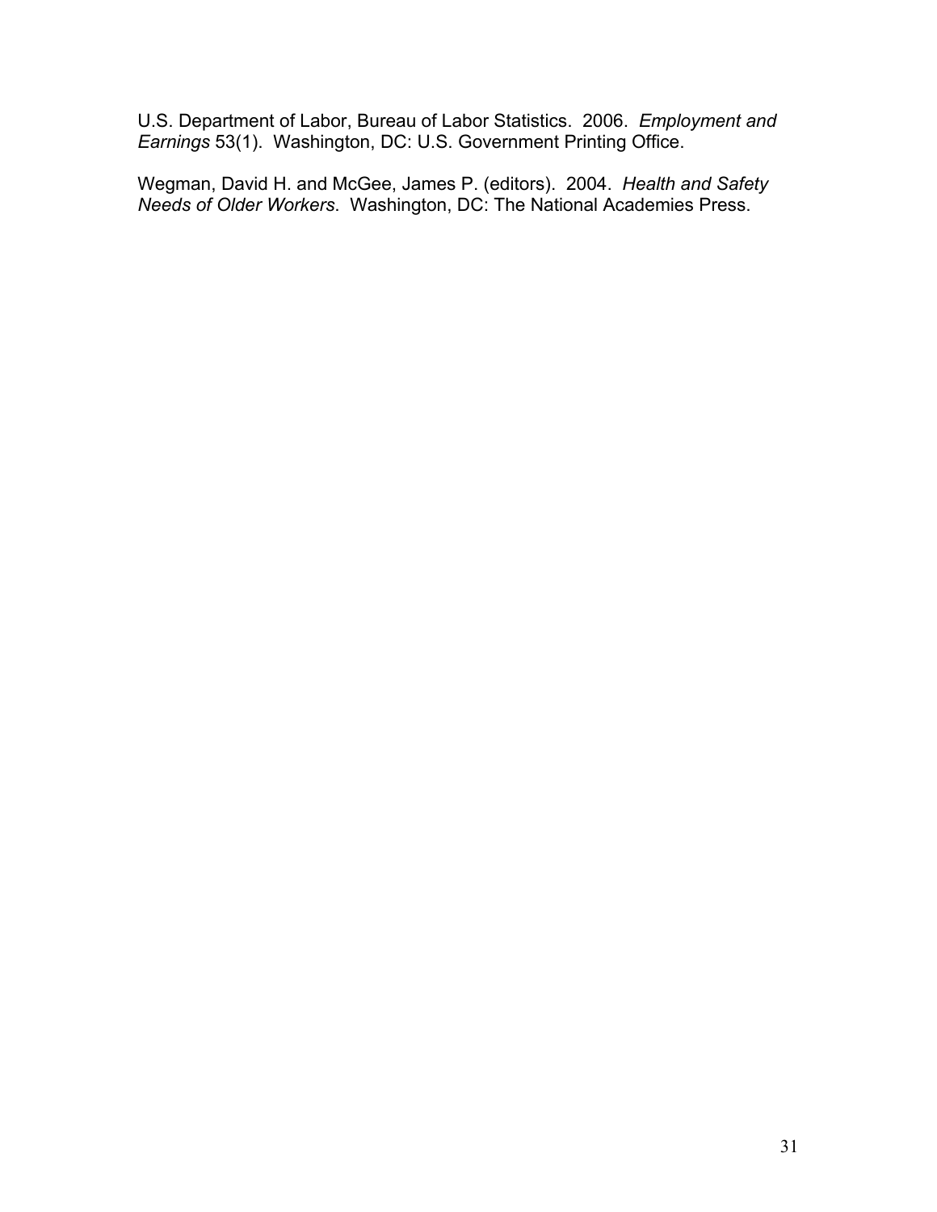U.S. Department of Labor, Bureau of Labor Statistics. 2006. *Employment and Earnings* 53(1). Washington, DC: U.S. Government Printing Office.

Wegman, David H. and McGee, James P. (editors). 2004. *Health and Safety Needs of Older Workers*. Washington, DC: The National Academies Press.